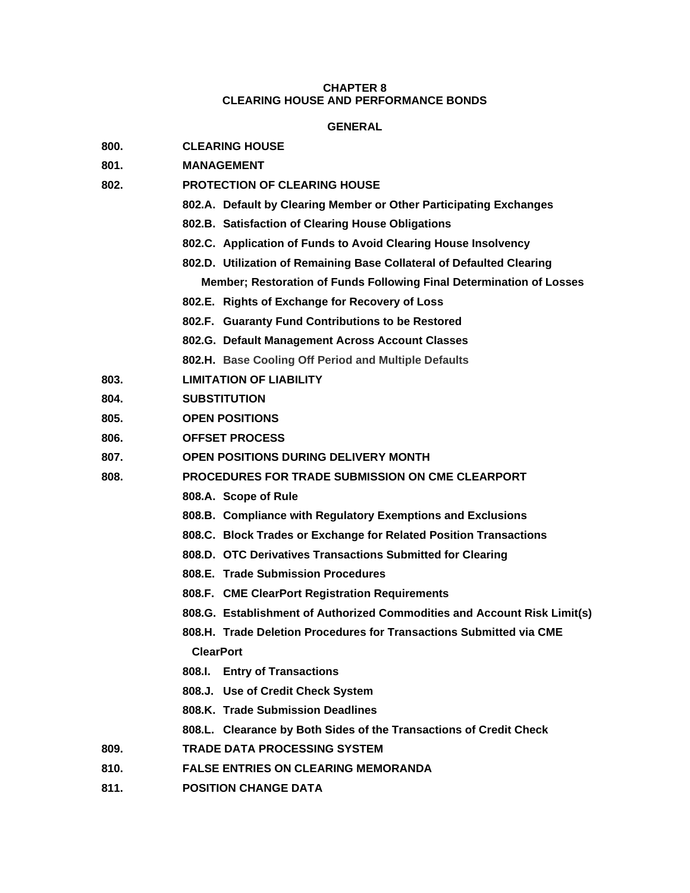# CHAPTER 8
# CLEARING HOUSE AND PERFORMANCE BONDS

## GENERAL

**800.** **CLEARING HOUSE**

**801.** **MANAGEMENT**

**802.** **PROTECTION OF CLEARING HOUSE**

- **802.A. Default by Clearing Member or Other Participating Exchanges**
- **802.B. Satisfaction of Clearing House Obligations**
- **802.C. Application of Funds to Avoid Clearing House Insolvency**
- **802.D. Utilization of Remaining Base Collateral of Defaulted Clearing Member; Restoration of Funds Following Final Determination of Losses**
- **802.E. Rights of Exchange for Recovery of Loss**
- **802.F. Guaranty Fund Contributions to be Restored**
- **802.G. Default Management Across Account Classes**
- **802.H. Base Cooling Off Period and Multiple Defaults**

**803.** **LIMITATION OF LIABILITY**

**804.** **SUBSTITUTION**

**805.** **OPEN POSITIONS**

**806.** **OFFSET PROCESS**

**807.** **OPEN POSITIONS DURING DELIVERY MONTH**

**808.** **PROCEDURES FOR TRADE SUBMISSION ON CME CLEARPORT**

- **808.A. Scope of Rule**
- **808.B. Compliance with Regulatory Exemptions and Exclusions**
- **808.C. Block Trades or Exchange for Related Position Transactions**
- **808.D. OTC Derivatives Transactions Submitted for Clearing**
- **808.E. Trade Submission Procedures**
- **808.F. CME ClearPort Registration Requirements**
- **808.G. Establishment of Authorized Commodities and Account Risk Limit(s)**
- **808.H. Trade Deletion Procedures for Transactions Submitted via CME ClearPort**
- **808.I. Entry of Transactions**
- **808.J. Use of Credit Check System**
- **808.K. Trade Submission Deadlines**
- **808.L. Clearance by Both Sides of the Transactions of Credit Check**

**809.** **TRADE DATA PROCESSING SYSTEM**

**810.** **FALSE ENTRIES ON CLEARING MEMORANDA**

**811.** **POSITION CHANGE DATA**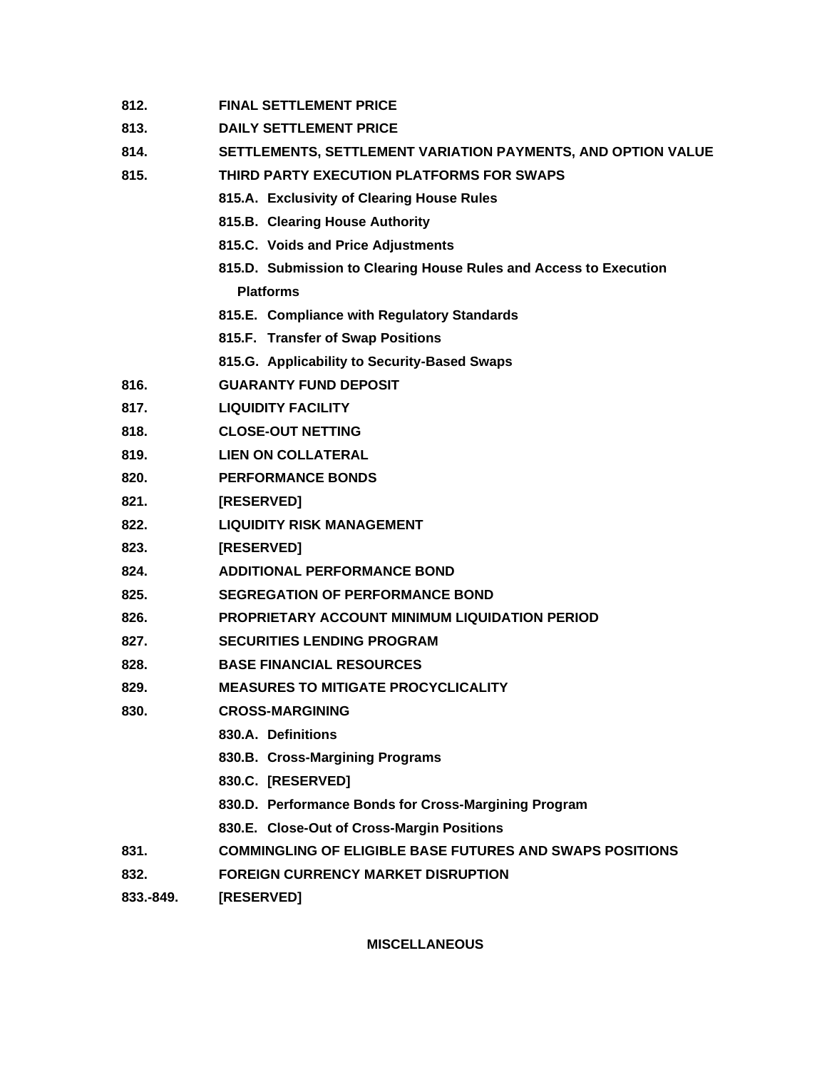**812.** **FINAL SETTLEMENT PRICE**

**813.** **DAILY SETTLEMENT PRICE**

**814.** **SETTLEMENTS, SETTLEMENT VARIATION PAYMENTS, AND OPTION VALUE**

**815.** **THIRD PARTY EXECUTION PLATFORMS FOR SWAPS**

- **815.A. Exclusivity of Clearing House Rules**
- **815.B. Clearing House Authority**
- **815.C. Voids and Price Adjustments**
- **815.D. Submission to Clearing House Rules and Access to Execution Platforms**
- **815.E. Compliance with Regulatory Standards**
- **815.F. Transfer of Swap Positions**
- **815.G. Applicability to Security-Based Swaps**

**816.** **GUARANTY FUND DEPOSIT**

**817.** **LIQUIDITY FACILITY**

**818.** **CLOSE-OUT NETTING**

**819.** **LIEN ON COLLATERAL**

**820.** **PERFORMANCE BONDS**

**821.** **[RESERVED]**

**822.** **LIQUIDITY RISK MANAGEMENT**

**823.** **[RESERVED]**

**824.** **ADDITIONAL PERFORMANCE BOND**

**825.** **SEGREGATION OF PERFORMANCE BOND**

**826.** **PROPRIETARY ACCOUNT MINIMUM LIQUIDATION PERIOD**

**827.** **SECURITIES LENDING PROGRAM**

**828.** **BASE FINANCIAL RESOURCES**

**829.** **MEASURES TO MITIGATE PROCYCLICALITY**

**830.** **CROSS-MARGINING**

- **830.A. Definitions**
- **830.B. Cross-Margining Programs**
- **830.C. [RESERVED]**
- **830.D. Performance Bonds for Cross-Margining Program**
- **830.E. Close-Out of Cross-Margin Positions**

**831.** **COMMINGLING OF ELIGIBLE BASE FUTURES AND SWAPS POSITIONS**

**832.** **FOREIGN CURRENCY MARKET DISRUPTION**

**833.-849.** **[RESERVED]**

## MISCELLANEOUS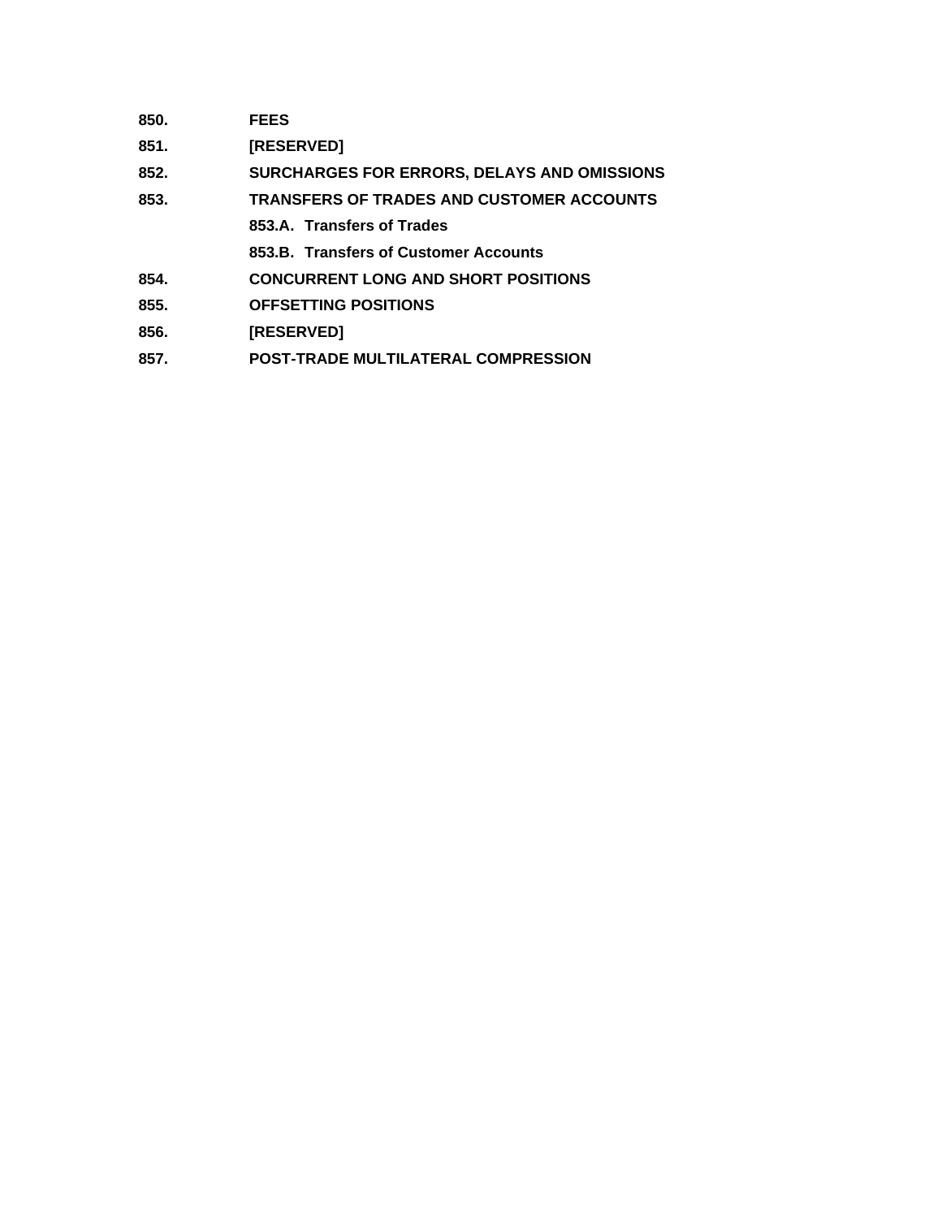**850. FEES**

**851. [RESERVED]**

**852. SURCHARGES FOR ERRORS, DELAYS AND OMISSIONS**

**853. TRANSFERS OF TRADES AND CUSTOMER ACCOUNTS**

- **853.A. Transfers of Trades**
- **853.B. Transfers of Customer Accounts**

**854. CONCURRENT LONG AND SHORT POSITIONS**

**855. OFFSETTING POSITIONS**

**856. [RESERVED]**

**857. POST-TRADE MULTILATERAL COMPRESSION**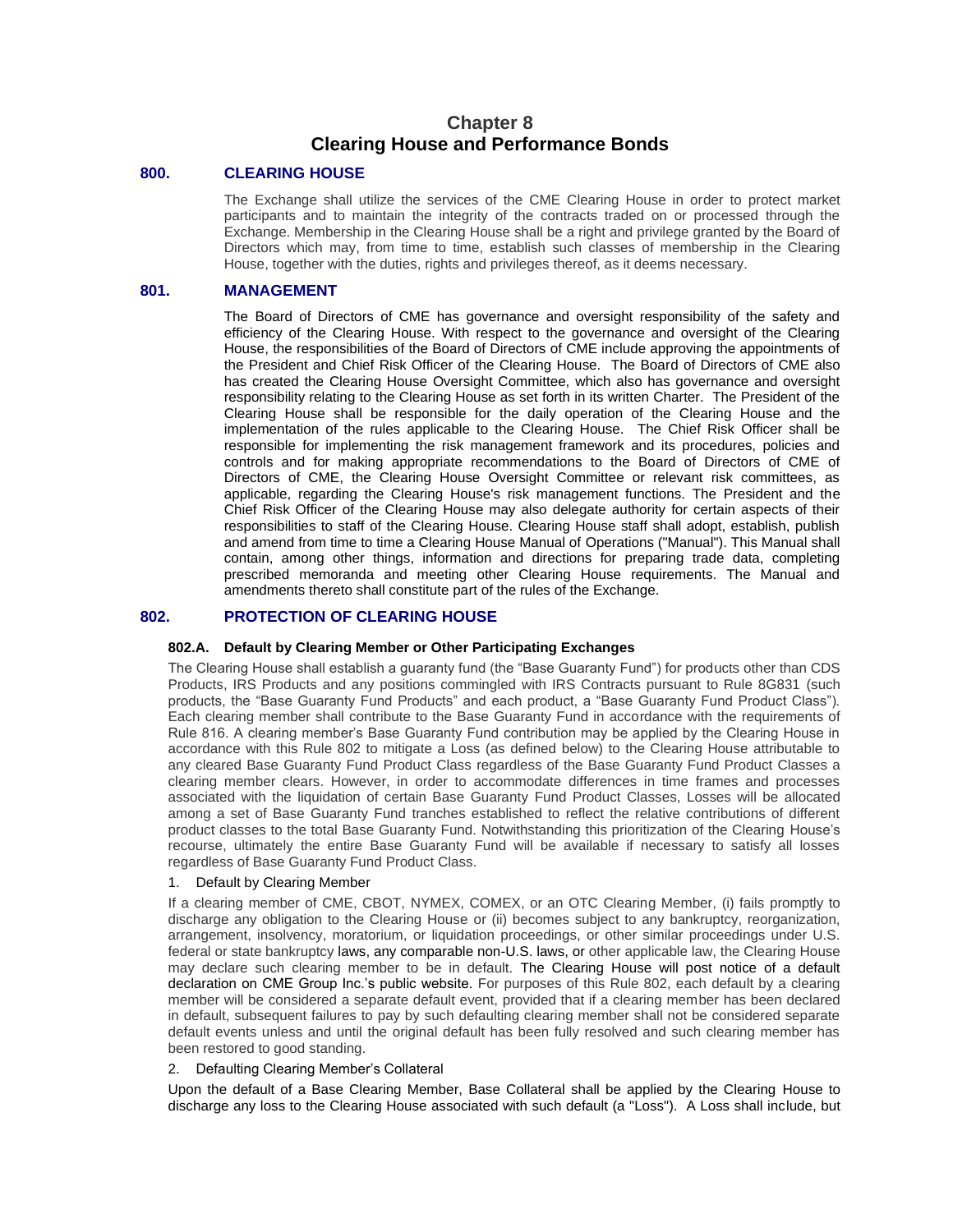# Chapter 8
# Clearing House and Performance Bonds

## 800. CLEARING HOUSE

The Exchange shall utilize the services of the CME Clearing House in order to protect market participants and to maintain the integrity of the contracts traded on or processed through the Exchange. Membership in the Clearing House shall be a right and privilege granted by the Board of Directors which may, from time to time, establish such classes of membership in the Clearing House, together with the duties, rights and privileges thereof, as it deems necessary.

## 801. MANAGEMENT

The Board of Directors of CME has governance and oversight responsibility of the safety and efficiency of the Clearing House. With respect to the governance and oversight of the Clearing House, the responsibilities of the Board of Directors of CME include approving the appointments of the President and Chief Risk Officer of the Clearing House. The Board of Directors of CME also has created the Clearing House Oversight Committee, which also has governance and oversight responsibility relating to the Clearing House as set forth in its written Charter. The President of the Clearing House shall be responsible for the daily operation of the Clearing House and the implementation of the rules applicable to the Clearing House. The Chief Risk Officer shall be responsible for implementing the risk management framework and its procedures, policies and controls and for making appropriate recommendations to the Board of Directors of CME of Directors of CME, the Clearing House Oversight Committee or relevant risk committees, as applicable, regarding the Clearing House's risk management functions. The President and the Chief Risk Officer of the Clearing House may also delegate authority for certain aspects of their responsibilities to staff of the Clearing House. Clearing House staff shall adopt, establish, publish and amend from time to time a Clearing House Manual of Operations ("Manual"). This Manual shall contain, among other things, information and directions for preparing trade data, completing prescribed memoranda and meeting other Clearing House requirements. The Manual and amendments thereto shall constitute part of the rules of the Exchange.

## 802. PROTECTION OF CLEARING HOUSE

### 802.A. Default by Clearing Member or Other Participating Exchanges

The Clearing House shall establish a guaranty fund (the "Base Guaranty Fund") for products other than CDS Products, IRS Products and any positions commingled with IRS Contracts pursuant to Rule 8G831 (such products, the "Base Guaranty Fund Products" and each product, a "Base Guaranty Fund Product Class"). Each clearing member shall contribute to the Base Guaranty Fund in accordance with the requirements of Rule 816. A clearing member's Base Guaranty Fund contribution may be applied by the Clearing House in accordance with this Rule 802 to mitigate a Loss (as defined below) to the Clearing House attributable to any cleared Base Guaranty Fund Product Class regardless of the Base Guaranty Fund Product Classes a clearing member clears. However, in order to accommodate differences in time frames and processes associated with the liquidation of certain Base Guaranty Fund Product Classes, Losses will be allocated among a set of Base Guaranty Fund tranches established to reflect the relative contributions of different product classes to the total Base Guaranty Fund. Notwithstanding this prioritization of the Clearing House's recourse, ultimately the entire Base Guaranty Fund will be available if necessary to satisfy all losses regardless of Base Guaranty Fund Product Class.

1. Default by Clearing Member

If a clearing member of CME, CBOT, NYMEX, COMEX, or an OTC Clearing Member, (i) fails promptly to discharge any obligation to the Clearing House or (ii) becomes subject to any bankruptcy, reorganization, arrangement, insolvency, moratorium, or liquidation proceedings, or other similar proceedings under U.S. federal or state bankruptcy laws, any comparable non-U.S. laws, or other applicable law, the Clearing House may declare such clearing member to be in default. The Clearing House will post notice of a default declaration on CME Group Inc.'s public website. For purposes of this Rule 802, each default by a clearing member will be considered a separate default event, provided that if a clearing member has been declared in default, subsequent failures to pay by such defaulting clearing member shall not be considered separate default events unless and until the original default has been fully resolved and such clearing member has been restored to good standing.

2. Defaulting Clearing Member's Collateral

Upon the default of a Base Clearing Member, Base Collateral shall be applied by the Clearing House to discharge any loss to the Clearing House associated with such default (a "Loss"). A Loss shall include, but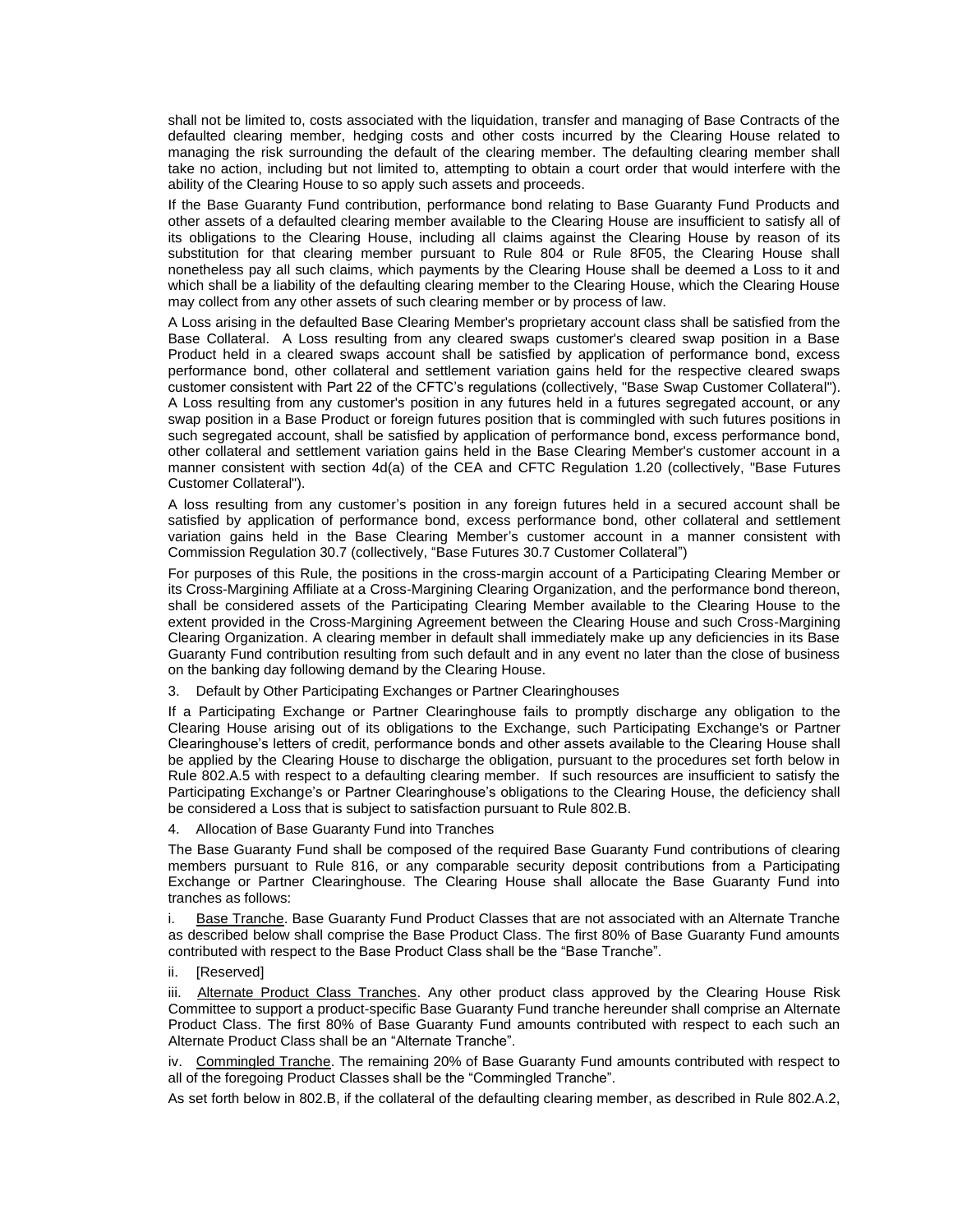shall not be limited to, costs associated with the liquidation, transfer and managing of Base Contracts of the defaulted clearing member, hedging costs and other costs incurred by the Clearing House related to managing the risk surrounding the default of the clearing member. The defaulting clearing member shall take no action, including but not limited to, attempting to obtain a court order that would interfere with the ability of the Clearing House to so apply such assets and proceeds.

If the Base Guaranty Fund contribution, performance bond relating to Base Guaranty Fund Products and other assets of a defaulted clearing member available to the Clearing House are insufficient to satisfy all of its obligations to the Clearing House, including all claims against the Clearing House by reason of its substitution for that clearing member pursuant to Rule 804 or Rule 8F05, the Clearing House shall nonetheless pay all such claims, which payments by the Clearing House shall be deemed a Loss to it and which shall be a liability of the defaulting clearing member to the Clearing House, which the Clearing House may collect from any other assets of such clearing member or by process of law.

A Loss arising in the defaulted Base Clearing Member's proprietary account class shall be satisfied from the Base Collateral. A Loss resulting from any cleared swaps customer's cleared swap position in a Base Product held in a cleared swaps account shall be satisfied by application of performance bond, excess performance bond, other collateral and settlement variation gains held for the respective cleared swaps customer consistent with Part 22 of the CFTC's regulations (collectively, "Base Swap Customer Collateral"). A Loss resulting from any customer's position in any futures held in a futures segregated account, or any swap position in a Base Product or foreign futures position that is commingled with such futures positions in such segregated account, shall be satisfied by application of performance bond, excess performance bond, other collateral and settlement variation gains held in the Base Clearing Member's customer account in a manner consistent with section 4d(a) of the CEA and CFTC Regulation 1.20 (collectively, "Base Futures Customer Collateral").

A loss resulting from any customer's position in any foreign futures held in a secured account shall be satisfied by application of performance bond, excess performance bond, other collateral and settlement variation gains held in the Base Clearing Member's customer account in a manner consistent with Commission Regulation 30.7 (collectively, "Base Futures 30.7 Customer Collateral")

For purposes of this Rule, the positions in the cross-margin account of a Participating Clearing Member or its Cross-Margining Affiliate at a Cross-Margining Clearing Organization, and the performance bond thereon, shall be considered assets of the Participating Clearing Member available to the Clearing House to the extent provided in the Cross-Margining Agreement between the Clearing House and such Cross-Margining Clearing Organization. A clearing member in default shall immediately make up any deficiencies in its Base Guaranty Fund contribution resulting from such default and in any event no later than the close of business on the banking day following demand by the Clearing House.

3. Default by Other Participating Exchanges or Partner Clearinghouses

If a Participating Exchange or Partner Clearinghouse fails to promptly discharge any obligation to the Clearing House arising out of its obligations to the Exchange, such Participating Exchange's or Partner Clearinghouse's letters of credit, performance bonds and other assets available to the Clearing House shall be applied by the Clearing House to discharge the obligation, pursuant to the procedures set forth below in Rule 802.A.5 with respect to a defaulting clearing member. If such resources are insufficient to satisfy the Participating Exchange's or Partner Clearinghouse's obligations to the Clearing House, the deficiency shall be considered a Loss that is subject to satisfaction pursuant to Rule 802.B.

4. Allocation of Base Guaranty Fund into Tranches

The Base Guaranty Fund shall be composed of the required Base Guaranty Fund contributions of clearing members pursuant to Rule 816, or any comparable security deposit contributions from a Participating Exchange or Partner Clearinghouse. The Clearing House shall allocate the Base Guaranty Fund into tranches as follows:

i. Base Tranche. Base Guaranty Fund Product Classes that are not associated with an Alternate Tranche as described below shall comprise the Base Product Class. The first 80% of Base Guaranty Fund amounts contributed with respect to the Base Product Class shall be the "Base Tranche".

ii. [Reserved]

iii. Alternate Product Class Tranches. Any other product class approved by the Clearing House Risk Committee to support a product-specific Base Guaranty Fund tranche hereunder shall comprise an Alternate Product Class. The first 80% of Base Guaranty Fund amounts contributed with respect to each such an Alternate Product Class shall be an "Alternate Tranche".

iv. Commingled Tranche. The remaining 20% of Base Guaranty Fund amounts contributed with respect to all of the foregoing Product Classes shall be the "Commingled Tranche".

As set forth below in 802.B, if the collateral of the defaulting clearing member, as described in Rule 802.A.2,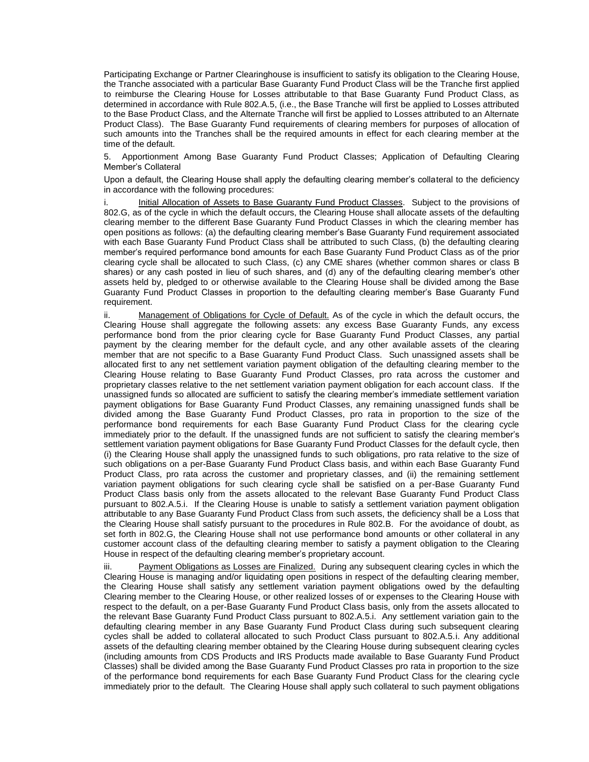Participating Exchange or Partner Clearinghouse is insufficient to satisfy its obligation to the Clearing House, the Tranche associated with a particular Base Guaranty Fund Product Class will be the Tranche first applied to reimburse the Clearing House for Losses attributable to that Base Guaranty Fund Product Class, as determined in accordance with Rule 802.A.5, (i.e., the Base Tranche will first be applied to Losses attributed to the Base Product Class, and the Alternate Tranche will first be applied to Losses attributed to an Alternate Product Class). The Base Guaranty Fund requirements of clearing members for purposes of allocation of such amounts into the Tranches shall be the required amounts in effect for each clearing member at the time of the default.

5. Apportionment Among Base Guaranty Fund Product Classes; Application of Defaulting Clearing Member's Collateral

Upon a default, the Clearing House shall apply the defaulting clearing member's collateral to the deficiency in accordance with the following procedures:

i. Initial Allocation of Assets to Base Guaranty Fund Product Classes. Subject to the provisions of 802.G, as of the cycle in which the default occurs, the Clearing House shall allocate assets of the defaulting clearing member to the different Base Guaranty Fund Product Classes in which the clearing member has open positions as follows: (a) the defaulting clearing member's Base Guaranty Fund requirement associated with each Base Guaranty Fund Product Class shall be attributed to such Class, (b) the defaulting clearing member's required performance bond amounts for each Base Guaranty Fund Product Class as of the prior clearing cycle shall be allocated to such Class, (c) any CME shares (whether common shares or class B shares) or any cash posted in lieu of such shares, and (d) any of the defaulting clearing member's other assets held by, pledged to or otherwise available to the Clearing House shall be divided among the Base Guaranty Fund Product Classes in proportion to the defaulting clearing member's Base Guaranty Fund requirement.

ii. Management of Obligations for Cycle of Default. As of the cycle in which the default occurs, the Clearing House shall aggregate the following assets: any excess Base Guaranty Funds, any excess performance bond from the prior clearing cycle for Base Guaranty Fund Product Classes, any partial payment by the clearing member for the default cycle, and any other available assets of the clearing member that are not specific to a Base Guaranty Fund Product Class. Such unassigned assets shall be allocated first to any net settlement variation payment obligation of the defaulting clearing member to the Clearing House relating to Base Guaranty Fund Product Classes, pro rata across the customer and proprietary classes relative to the net settlement variation payment obligation for each account class. If the unassigned funds so allocated are sufficient to satisfy the clearing member's immediate settlement variation payment obligations for Base Guaranty Fund Product Classes, any remaining unassigned funds shall be divided among the Base Guaranty Fund Product Classes, pro rata in proportion to the size of the performance bond requirements for each Base Guaranty Fund Product Class for the clearing cycle immediately prior to the default. If the unassigned funds are not sufficient to satisfy the clearing member's settlement variation payment obligations for Base Guaranty Fund Product Classes for the default cycle, then (i) the Clearing House shall apply the unassigned funds to such obligations, pro rata relative to the size of such obligations on a per-Base Guaranty Fund Product Class basis, and within each Base Guaranty Fund Product Class, pro rata across the customer and proprietary classes, and (ii) the remaining settlement variation payment obligations for such clearing cycle shall be satisfied on a per-Base Guaranty Fund Product Class basis only from the assets allocated to the relevant Base Guaranty Fund Product Class pursuant to 802.A.5.i. If the Clearing House is unable to satisfy a settlement variation payment obligation attributable to any Base Guaranty Fund Product Class from such assets, the deficiency shall be a Loss that the Clearing House shall satisfy pursuant to the procedures in Rule 802.B. For the avoidance of doubt, as set forth in 802.G, the Clearing House shall not use performance bond amounts or other collateral in any customer account class of the defaulting clearing member to satisfy a payment obligation to the Clearing House in respect of the defaulting clearing member's proprietary account.

iii. Payment Obligations as Losses are Finalized. During any subsequent clearing cycles in which the Clearing House is managing and/or liquidating open positions in respect of the defaulting clearing member, the Clearing House shall satisfy any settlement variation payment obligations owed by the defaulting Clearing member to the Clearing House, or other realized losses of or expenses to the Clearing House with respect to the default, on a per-Base Guaranty Fund Product Class basis, only from the assets allocated to the relevant Base Guaranty Fund Product Class pursuant to 802.A.5.i. Any settlement variation gain to the defaulting clearing member in any Base Guaranty Fund Product Class during such subsequent clearing cycles shall be added to collateral allocated to such Product Class pursuant to 802.A.5.i. Any additional assets of the defaulting clearing member obtained by the Clearing House during subsequent clearing cycles (including amounts from CDS Products and IRS Products made available to Base Guaranty Fund Product Classes) shall be divided among the Base Guaranty Fund Product Classes pro rata in proportion to the size of the performance bond requirements for each Base Guaranty Fund Product Class for the clearing cycle immediately prior to the default. The Clearing House shall apply such collateral to such payment obligations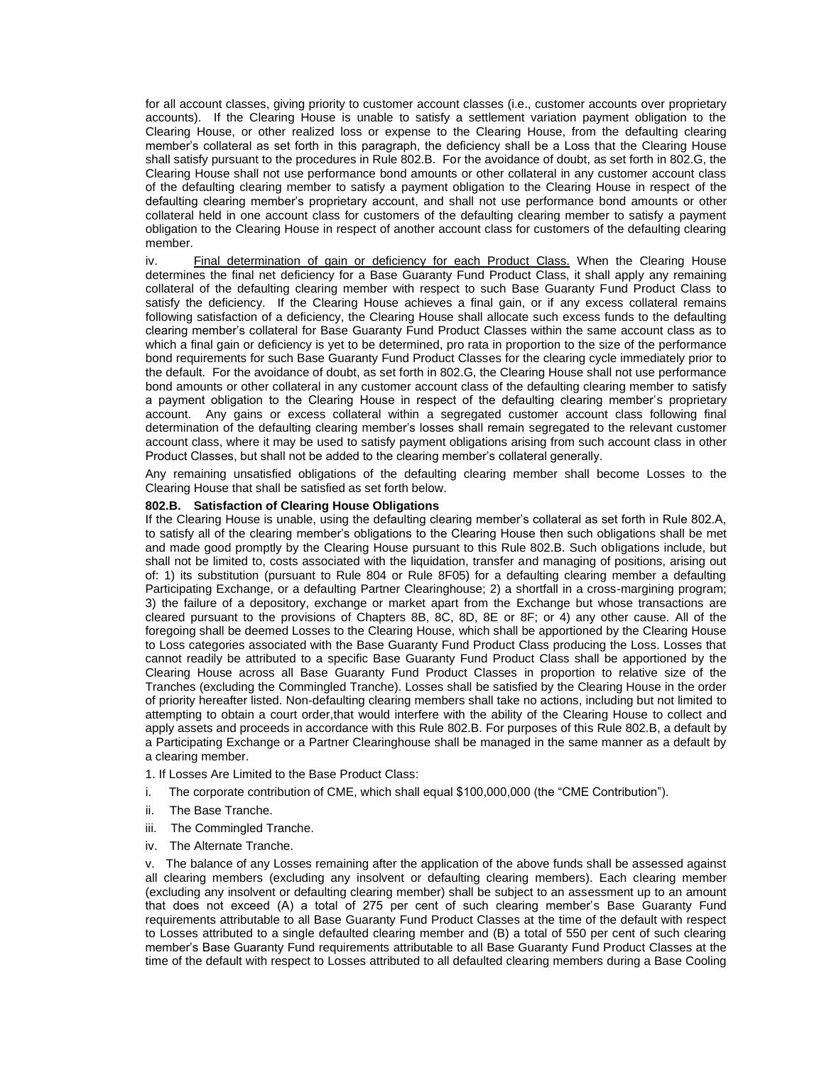for all account classes, giving priority to customer account classes (i.e., customer accounts over proprietary accounts). If the Clearing House is unable to satisfy a settlement variation payment obligation to the Clearing House, or other realized loss or expense to the Clearing House, from the defaulting clearing member's collateral as set forth in this paragraph, the deficiency shall be a Loss that the Clearing House shall satisfy pursuant to the procedures in Rule 802.B. For the avoidance of doubt, as set forth in 802.G, the Clearing House shall not use performance bond amounts or other collateral in any customer account class of the defaulting clearing member to satisfy a payment obligation to the Clearing House in respect of the defaulting clearing member's proprietary account, and shall not use performance bond amounts or other collateral held in one account class for customers of the defaulting clearing member to satisfy a payment obligation to the Clearing House in respect of another account class for customers of the defaulting clearing member.

iv. Final determination of gain or deficiency for each Product Class. When the Clearing House determines the final net deficiency for a Base Guaranty Fund Product Class, it shall apply any remaining collateral of the defaulting clearing member with respect to such Base Guaranty Fund Product Class to satisfy the deficiency. If the Clearing House achieves a final gain, or if any excess collateral remains following satisfaction of a deficiency, the Clearing House shall allocate such excess funds to the defaulting clearing member's collateral for Base Guaranty Fund Product Classes within the same account class as to which a final gain or deficiency is yet to be determined, pro rata in proportion to the size of the performance bond requirements for such Base Guaranty Fund Product Classes for the clearing cycle immediately prior to the default. For the avoidance of doubt, as set forth in 802.G, the Clearing House shall not use performance bond amounts or other collateral in any customer account class of the defaulting clearing member to satisfy a payment obligation to the Clearing House in respect of the defaulting clearing member's proprietary account. Any gains or excess collateral within a segregated customer account class following final determination of the defaulting clearing member's losses shall remain segregated to the relevant customer account class, where it may be used to satisfy payment obligations arising from such account class in other Product Classes, but shall not be added to the clearing member's collateral generally.

Any remaining unsatisfied obligations of the defaulting clearing member shall become Losses to the Clearing House that shall be satisfied as set forth below.

**802.B. Satisfaction of Clearing House Obligations**

If the Clearing House is unable, using the defaulting clearing member's collateral as set forth in Rule 802.A, to satisfy all of the clearing member's obligations to the Clearing House then such obligations shall be met and made good promptly by the Clearing House pursuant to this Rule 802.B. Such obligations include, but shall not be limited to, costs associated with the liquidation, transfer and managing of positions, arising out of: 1) its substitution (pursuant to Rule 804 or Rule 8F05) for a defaulting clearing member a defaulting Participating Exchange, or a defaulting Partner Clearinghouse; 2) a shortfall in a cross-margining program; 3) the failure of a depository, exchange or market apart from the Exchange but whose transactions are cleared pursuant to the provisions of Chapters 8B, 8C, 8D, 8E or 8F; or 4) any other cause. All of the foregoing shall be deemed Losses to the Clearing House, which shall be apportioned by the Clearing House to Loss categories associated with the Base Guaranty Fund Product Class producing the Loss. Losses that cannot readily be attributed to a specific Base Guaranty Fund Product Class shall be apportioned by the Clearing House across all Base Guaranty Fund Product Classes in proportion to relative size of the Tranches (excluding the Commingled Tranche). Losses shall be satisfied by the Clearing House in the order of priority hereafter listed. Non-defaulting clearing members shall take no actions, including but not limited to attempting to obtain a court order,that would interfere with the ability of the Clearing House to collect and apply assets and proceeds in accordance with this Rule 802.B. For purposes of this Rule 802.B, a default by a Participating Exchange or a Partner Clearinghouse shall be managed in the same manner as a default by a clearing member.

1. If Losses Are Limited to the Base Product Class:

i. The corporate contribution of CME, which shall equal $100,000,000 (the "CME Contribution").

ii. The Base Tranche.

iii. The Commingled Tranche.

iv. The Alternate Tranche.

v. The balance of any Losses remaining after the application of the above funds shall be assessed against all clearing members (excluding any insolvent or defaulting clearing members). Each clearing member (excluding any insolvent or defaulting clearing member) shall be subject to an assessment up to an amount that does not exceed (A) a total of 275 per cent of such clearing member's Base Guaranty Fund requirements attributable to all Base Guaranty Fund Product Classes at the time of the default with respect to Losses attributed to a single defaulted clearing member and (B) a total of 550 per cent of such clearing member's Base Guaranty Fund requirements attributable to all Base Guaranty Fund Product Classes at the time of the default with respect to Losses attributed to all defaulted clearing members during a Base Cooling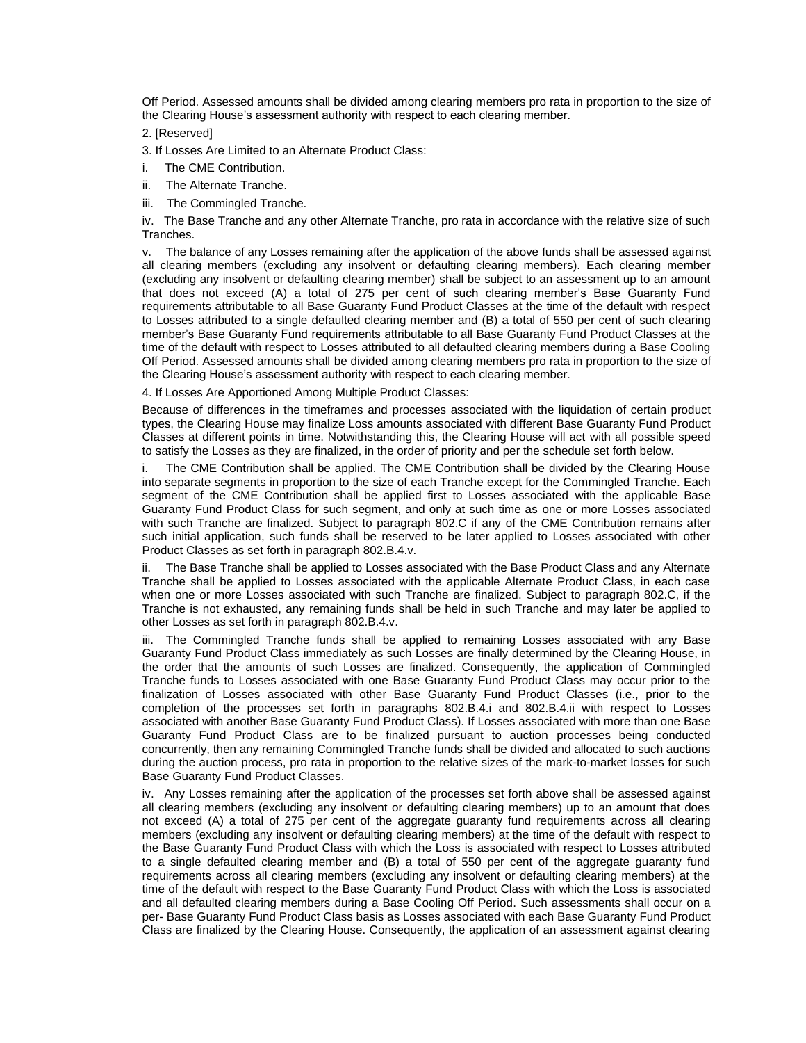Off Period. Assessed amounts shall be divided among clearing members pro rata in proportion to the size of the Clearing House's assessment authority with respect to each clearing member.

2. [Reserved]

3. If Losses Are Limited to an Alternate Product Class:

i. The CME Contribution.

ii. The Alternate Tranche.

iii. The Commingled Tranche.

iv. The Base Tranche and any other Alternate Tranche, pro rata in accordance with the relative size of such Tranches.

v. The balance of any Losses remaining after the application of the above funds shall be assessed against all clearing members (excluding any insolvent or defaulting clearing members). Each clearing member (excluding any insolvent or defaulting clearing member) shall be subject to an assessment up to an amount that does not exceed (A) a total of 275 per cent of such clearing member's Base Guaranty Fund requirements attributable to all Base Guaranty Fund Product Classes at the time of the default with respect to Losses attributed to a single defaulted clearing member and (B) a total of 550 per cent of such clearing member's Base Guaranty Fund requirements attributable to all Base Guaranty Fund Product Classes at the time of the default with respect to Losses attributed to all defaulted clearing members during a Base Cooling Off Period. Assessed amounts shall be divided among clearing members pro rata in proportion to the size of the Clearing House's assessment authority with respect to each clearing member.

4. If Losses Are Apportioned Among Multiple Product Classes:

Because of differences in the timeframes and processes associated with the liquidation of certain product types, the Clearing House may finalize Loss amounts associated with different Base Guaranty Fund Product Classes at different points in time. Notwithstanding this, the Clearing House will act with all possible speed to satisfy the Losses as they are finalized, in the order of priority and per the schedule set forth below.

i. The CME Contribution shall be applied. The CME Contribution shall be divided by the Clearing House into separate segments in proportion to the size of each Tranche except for the Commingled Tranche. Each segment of the CME Contribution shall be applied first to Losses associated with the applicable Base Guaranty Fund Product Class for such segment, and only at such time as one or more Losses associated with such Tranche are finalized. Subject to paragraph 802.C if any of the CME Contribution remains after such initial application, such funds shall be reserved to be later applied to Losses associated with other Product Classes as set forth in paragraph 802.B.4.v.

ii. The Base Tranche shall be applied to Losses associated with the Base Product Class and any Alternate Tranche shall be applied to Losses associated with the applicable Alternate Product Class, in each case when one or more Losses associated with such Tranche are finalized. Subject to paragraph 802.C, if the Tranche is not exhausted, any remaining funds shall be held in such Tranche and may later be applied to other Losses as set forth in paragraph 802.B.4.v.

iii. The Commingled Tranche funds shall be applied to remaining Losses associated with any Base Guaranty Fund Product Class immediately as such Losses are finally determined by the Clearing House, in the order that the amounts of such Losses are finalized. Consequently, the application of Commingled Tranche funds to Losses associated with one Base Guaranty Fund Product Class may occur prior to the finalization of Losses associated with other Base Guaranty Fund Product Classes (i.e., prior to the completion of the processes set forth in paragraphs 802.B.4.i and 802.B.4.ii with respect to Losses associated with another Base Guaranty Fund Product Class). If Losses associated with more than one Base Guaranty Fund Product Class are to be finalized pursuant to auction processes being conducted concurrently, then any remaining Commingled Tranche funds shall be divided and allocated to such auctions during the auction process, pro rata in proportion to the relative sizes of the mark-to-market losses for such Base Guaranty Fund Product Classes.

iv. Any Losses remaining after the application of the processes set forth above shall be assessed against all clearing members (excluding any insolvent or defaulting clearing members) up to an amount that does not exceed (A) a total of 275 per cent of the aggregate guaranty fund requirements across all clearing members (excluding any insolvent or defaulting clearing members) at the time of the default with respect to the Base Guaranty Fund Product Class with which the Loss is associated with respect to Losses attributed to a single defaulted clearing member and (B) a total of 550 per cent of the aggregate guaranty fund requirements across all clearing members (excluding any insolvent or defaulting clearing members) at the time of the default with respect to the Base Guaranty Fund Product Class with which the Loss is associated and all defaulted clearing members during a Base Cooling Off Period. Such assessments shall occur on a per- Base Guaranty Fund Product Class basis as Losses associated with each Base Guaranty Fund Product Class are finalized by the Clearing House. Consequently, the application of an assessment against clearing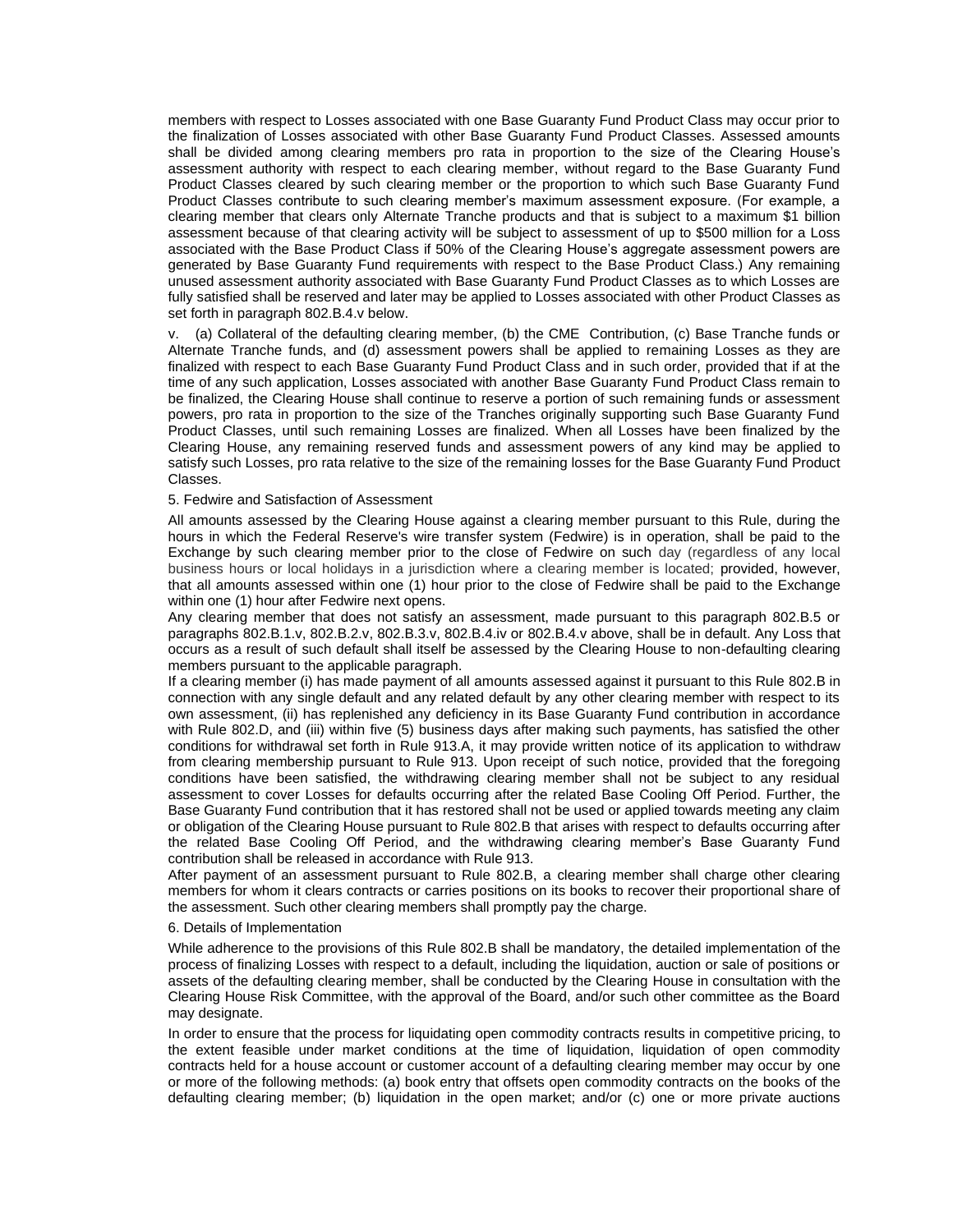members with respect to Losses associated with one Base Guaranty Fund Product Class may occur prior to the finalization of Losses associated with other Base Guaranty Fund Product Classes. Assessed amounts shall be divided among clearing members pro rata in proportion to the size of the Clearing House's assessment authority with respect to each clearing member, without regard to the Base Guaranty Fund Product Classes cleared by such clearing member or the proportion to which such Base Guaranty Fund Product Classes contribute to such clearing member's maximum assessment exposure. (For example, a clearing member that clears only Alternate Tranche products and that is subject to a maximum $1 billion assessment because of that clearing activity will be subject to assessment of up to $500 million for a Loss associated with the Base Product Class if 50% of the Clearing House's aggregate assessment powers are generated by Base Guaranty Fund requirements with respect to the Base Product Class.) Any remaining unused assessment authority associated with Base Guaranty Fund Product Classes as to which Losses are fully satisfied shall be reserved and later may be applied to Losses associated with other Product Classes as set forth in paragraph 802.B.4.v below.

v. (a) Collateral of the defaulting clearing member, (b) the CME Contribution, (c) Base Tranche funds or Alternate Tranche funds, and (d) assessment powers shall be applied to remaining Losses as they are finalized with respect to each Base Guaranty Fund Product Class and in such order, provided that if at the time of any such application, Losses associated with another Base Guaranty Fund Product Class remain to be finalized, the Clearing House shall continue to reserve a portion of such remaining funds or assessment powers, pro rata in proportion to the size of the Tranches originally supporting such Base Guaranty Fund Product Classes, until such remaining Losses are finalized. When all Losses have been finalized by the Clearing House, any remaining reserved funds and assessment powers of any kind may be applied to satisfy such Losses, pro rata relative to the size of the remaining losses for the Base Guaranty Fund Product Classes.

5. Fedwire and Satisfaction of Assessment

All amounts assessed by the Clearing House against a clearing member pursuant to this Rule, during the hours in which the Federal Reserve's wire transfer system (Fedwire) is in operation, shall be paid to the Exchange by such clearing member prior to the close of Fedwire on such day (regardless of any local business hours or local holidays in a jurisdiction where a clearing member is located; provided, however, that all amounts assessed within one (1) hour prior to the close of Fedwire shall be paid to the Exchange within one (1) hour after Fedwire next opens.

Any clearing member that does not satisfy an assessment, made pursuant to this paragraph 802.B.5 or paragraphs 802.B.1.v, 802.B.2.v, 802.B.3.v, 802.B.4.iv or 802.B.4.v above, shall be in default. Any Loss that occurs as a result of such default shall itself be assessed by the Clearing House to non-defaulting clearing members pursuant to the applicable paragraph.

If a clearing member (i) has made payment of all amounts assessed against it pursuant to this Rule 802.B in connection with any single default and any related default by any other clearing member with respect to its own assessment, (ii) has replenished any deficiency in its Base Guaranty Fund contribution in accordance with Rule 802.D, and (iii) within five (5) business days after making such payments, has satisfied the other conditions for withdrawal set forth in Rule 913.A, it may provide written notice of its application to withdraw from clearing membership pursuant to Rule 913. Upon receipt of such notice, provided that the foregoing conditions have been satisfied, the withdrawing clearing member shall not be subject to any residual assessment to cover Losses for defaults occurring after the related Base Cooling Off Period. Further, the Base Guaranty Fund contribution that it has restored shall not be used or applied towards meeting any claim or obligation of the Clearing House pursuant to Rule 802.B that arises with respect to defaults occurring after the related Base Cooling Off Period, and the withdrawing clearing member's Base Guaranty Fund contribution shall be released in accordance with Rule 913.

After payment of an assessment pursuant to Rule 802.B, a clearing member shall charge other clearing members for whom it clears contracts or carries positions on its books to recover their proportional share of the assessment. Such other clearing members shall promptly pay the charge.

6. Details of Implementation

While adherence to the provisions of this Rule 802.B shall be mandatory, the detailed implementation of the process of finalizing Losses with respect to a default, including the liquidation, auction or sale of positions or assets of the defaulting clearing member, shall be conducted by the Clearing House in consultation with the Clearing House Risk Committee, with the approval of the Board, and/or such other committee as the Board may designate.

In order to ensure that the process for liquidating open commodity contracts results in competitive pricing, to the extent feasible under market conditions at the time of liquidation, liquidation of open commodity contracts held for a house account or customer account of a defaulting clearing member may occur by one or more of the following methods: (a) book entry that offsets open commodity contracts on the books of the defaulting clearing member; (b) liquidation in the open market; and/or (c) one or more private auctions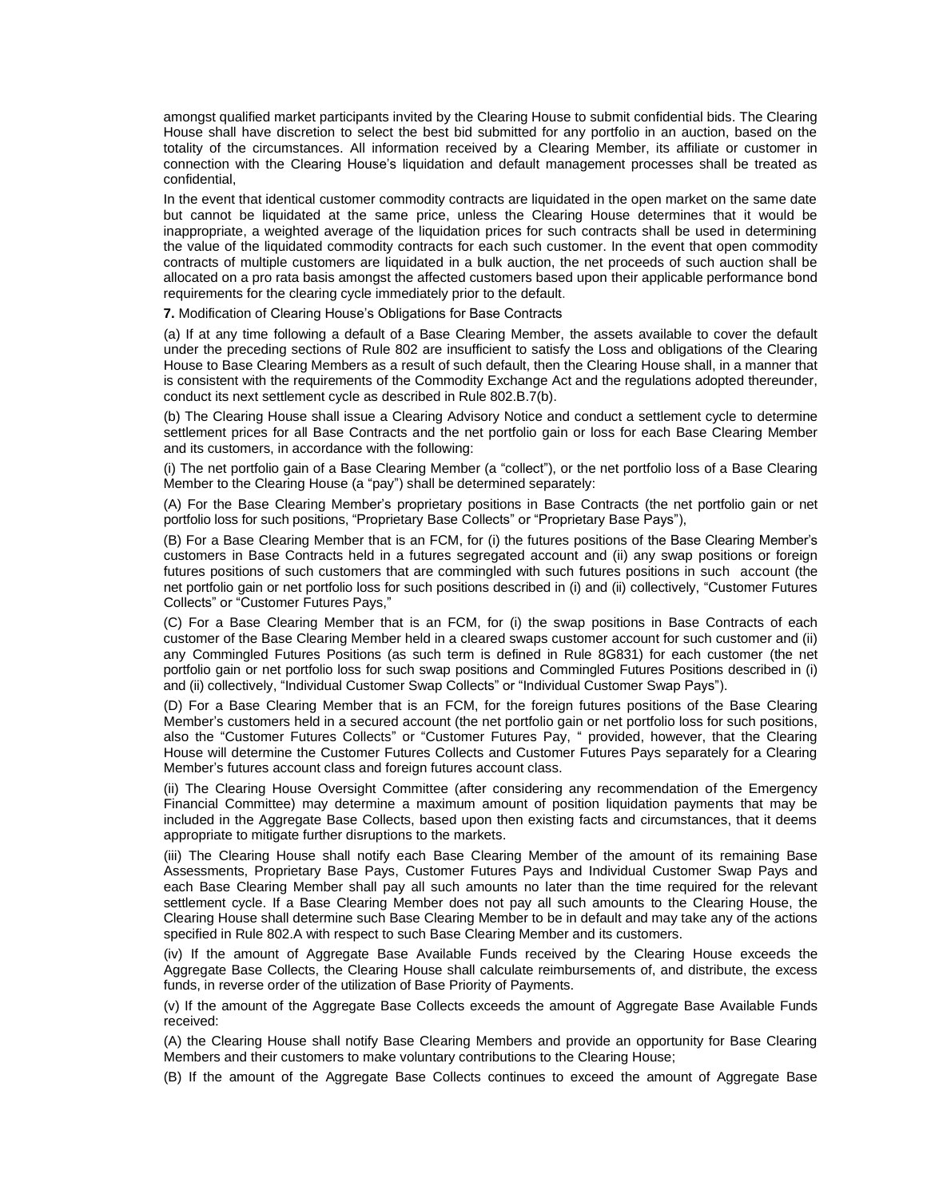amongst qualified market participants invited by the Clearing House to submit confidential bids. The Clearing House shall have discretion to select the best bid submitted for any portfolio in an auction, based on the totality of the circumstances. All information received by a Clearing Member, its affiliate or customer in connection with the Clearing House's liquidation and default management processes shall be treated as confidential,

In the event that identical customer commodity contracts are liquidated in the open market on the same date but cannot be liquidated at the same price, unless the Clearing House determines that it would be inappropriate, a weighted average of the liquidation prices for such contracts shall be used in determining the value of the liquidated commodity contracts for each such customer. In the event that open commodity contracts of multiple customers are liquidated in a bulk auction, the net proceeds of such auction shall be allocated on a pro rata basis amongst the affected customers based upon their applicable performance bond requirements for the clearing cycle immediately prior to the default.

**7.** Modification of Clearing House's Obligations for Base Contracts

(a) If at any time following a default of a Base Clearing Member, the assets available to cover the default under the preceding sections of Rule 802 are insufficient to satisfy the Loss and obligations of the Clearing House to Base Clearing Members as a result of such default, then the Clearing House shall, in a manner that is consistent with the requirements of the Commodity Exchange Act and the regulations adopted thereunder, conduct its next settlement cycle as described in Rule 802.B.7(b).

(b) The Clearing House shall issue a Clearing Advisory Notice and conduct a settlement cycle to determine settlement prices for all Base Contracts and the net portfolio gain or loss for each Base Clearing Member and its customers, in accordance with the following:

(i) The net portfolio gain of a Base Clearing Member (a "collect"), or the net portfolio loss of a Base Clearing Member to the Clearing House (a "pay") shall be determined separately:

(A) For the Base Clearing Member's proprietary positions in Base Contracts (the net portfolio gain or net portfolio loss for such positions, "Proprietary Base Collects" or "Proprietary Base Pays"),

(B) For a Base Clearing Member that is an FCM, for (i) the futures positions of the Base Clearing Member's customers in Base Contracts held in a futures segregated account and (ii) any swap positions or foreign futures positions of such customers that are commingled with such futures positions in such account (the net portfolio gain or net portfolio loss for such positions described in (i) and (ii) collectively, "Customer Futures Collects" or "Customer Futures Pays,"

(C) For a Base Clearing Member that is an FCM, for (i) the swap positions in Base Contracts of each customer of the Base Clearing Member held in a cleared swaps customer account for such customer and (ii) any Commingled Futures Positions (as such term is defined in Rule 8G831) for each customer (the net portfolio gain or net portfolio loss for such swap positions and Commingled Futures Positions described in (i) and (ii) collectively, "Individual Customer Swap Collects" or "Individual Customer Swap Pays").

(D) For a Base Clearing Member that is an FCM, for the foreign futures positions of the Base Clearing Member's customers held in a secured account (the net portfolio gain or net portfolio loss for such positions, also the "Customer Futures Collects" or "Customer Futures Pay, " provided, however, that the Clearing House will determine the Customer Futures Collects and Customer Futures Pays separately for a Clearing Member's futures account class and foreign futures account class.

(ii) The Clearing House Oversight Committee (after considering any recommendation of the Emergency Financial Committee) may determine a maximum amount of position liquidation payments that may be included in the Aggregate Base Collects, based upon then existing facts and circumstances, that it deems appropriate to mitigate further disruptions to the markets.

(iii) The Clearing House shall notify each Base Clearing Member of the amount of its remaining Base Assessments, Proprietary Base Pays, Customer Futures Pays and Individual Customer Swap Pays and each Base Clearing Member shall pay all such amounts no later than the time required for the relevant settlement cycle. If a Base Clearing Member does not pay all such amounts to the Clearing House, the Clearing House shall determine such Base Clearing Member to be in default and may take any of the actions specified in Rule 802.A with respect to such Base Clearing Member and its customers.

(iv) If the amount of Aggregate Base Available Funds received by the Clearing House exceeds the Aggregate Base Collects, the Clearing House shall calculate reimbursements of, and distribute, the excess funds, in reverse order of the utilization of Base Priority of Payments.

(v) If the amount of the Aggregate Base Collects exceeds the amount of Aggregate Base Available Funds received:

(A) the Clearing House shall notify Base Clearing Members and provide an opportunity for Base Clearing Members and their customers to make voluntary contributions to the Clearing House;

(B) If the amount of the Aggregate Base Collects continues to exceed the amount of Aggregate Base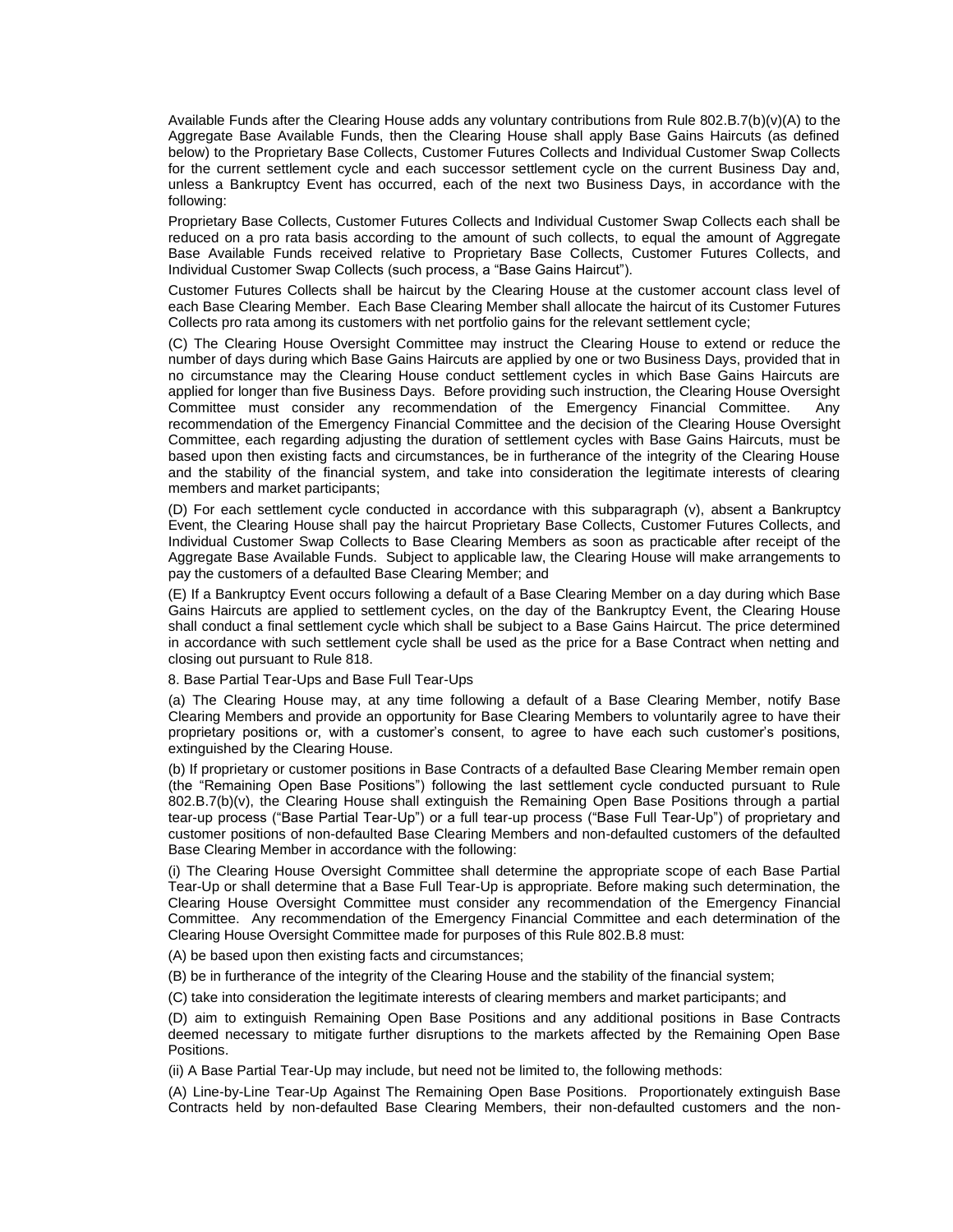Available Funds after the Clearing House adds any voluntary contributions from Rule 802.B.7(b)(v)(A) to the Aggregate Base Available Funds, then the Clearing House shall apply Base Gains Haircuts (as defined below) to the Proprietary Base Collects, Customer Futures Collects and Individual Customer Swap Collects for the current settlement cycle and each successor settlement cycle on the current Business Day and, unless a Bankruptcy Event has occurred, each of the next two Business Days, in accordance with the following:

Proprietary Base Collects, Customer Futures Collects and Individual Customer Swap Collects each shall be reduced on a pro rata basis according to the amount of such collects, to equal the amount of Aggregate Base Available Funds received relative to Proprietary Base Collects, Customer Futures Collects, and Individual Customer Swap Collects (such process, a "Base Gains Haircut").

Customer Futures Collects shall be haircut by the Clearing House at the customer account class level of each Base Clearing Member. Each Base Clearing Member shall allocate the haircut of its Customer Futures Collects pro rata among its customers with net portfolio gains for the relevant settlement cycle;

(C) The Clearing House Oversight Committee may instruct the Clearing House to extend or reduce the number of days during which Base Gains Haircuts are applied by one or two Business Days, provided that in no circumstance may the Clearing House conduct settlement cycles in which Base Gains Haircuts are applied for longer than five Business Days. Before providing such instruction, the Clearing House Oversight Committee must consider any recommendation of the Emergency Financial Committee. Any recommendation of the Emergency Financial Committee and the decision of the Clearing House Oversight Committee, each regarding adjusting the duration of settlement cycles with Base Gains Haircuts, must be based upon then existing facts and circumstances, be in furtherance of the integrity of the Clearing House and the stability of the financial system, and take into consideration the legitimate interests of clearing members and market participants;

(D) For each settlement cycle conducted in accordance with this subparagraph (v), absent a Bankruptcy Event, the Clearing House shall pay the haircut Proprietary Base Collects, Customer Futures Collects, and Individual Customer Swap Collects to Base Clearing Members as soon as practicable after receipt of the Aggregate Base Available Funds. Subject to applicable law, the Clearing House will make arrangements to pay the customers of a defaulted Base Clearing Member; and

(E) If a Bankruptcy Event occurs following a default of a Base Clearing Member on a day during which Base Gains Haircuts are applied to settlement cycles, on the day of the Bankruptcy Event, the Clearing House shall conduct a final settlement cycle which shall be subject to a Base Gains Haircut. The price determined in accordance with such settlement cycle shall be used as the price for a Base Contract when netting and closing out pursuant to Rule 818.

8. Base Partial Tear-Ups and Base Full Tear-Ups

(a) The Clearing House may, at any time following a default of a Base Clearing Member, notify Base Clearing Members and provide an opportunity for Base Clearing Members to voluntarily agree to have their proprietary positions or, with a customer's consent, to agree to have each such customer's positions, extinguished by the Clearing House.

(b) If proprietary or customer positions in Base Contracts of a defaulted Base Clearing Member remain open (the "Remaining Open Base Positions") following the last settlement cycle conducted pursuant to Rule 802.B.7(b)(v), the Clearing House shall extinguish the Remaining Open Base Positions through a partial tear-up process ("Base Partial Tear-Up") or a full tear-up process ("Base Full Tear-Up") of proprietary and customer positions of non-defaulted Base Clearing Members and non-defaulted customers of the defaulted Base Clearing Member in accordance with the following:

(i) The Clearing House Oversight Committee shall determine the appropriate scope of each Base Partial Tear-Up or shall determine that a Base Full Tear-Up is appropriate. Before making such determination, the Clearing House Oversight Committee must consider any recommendation of the Emergency Financial Committee. Any recommendation of the Emergency Financial Committee and each determination of the Clearing House Oversight Committee made for purposes of this Rule 802.B.8 must:

(A) be based upon then existing facts and circumstances;

(B) be in furtherance of the integrity of the Clearing House and the stability of the financial system;

(C) take into consideration the legitimate interests of clearing members and market participants; and

(D) aim to extinguish Remaining Open Base Positions and any additional positions in Base Contracts deemed necessary to mitigate further disruptions to the markets affected by the Remaining Open Base Positions.

(ii) A Base Partial Tear-Up may include, but need not be limited to, the following methods:

(A) Line-by-Line Tear-Up Against The Remaining Open Base Positions. Proportionately extinguish Base Contracts held by non-defaulted Base Clearing Members, their non-defaulted customers and the non-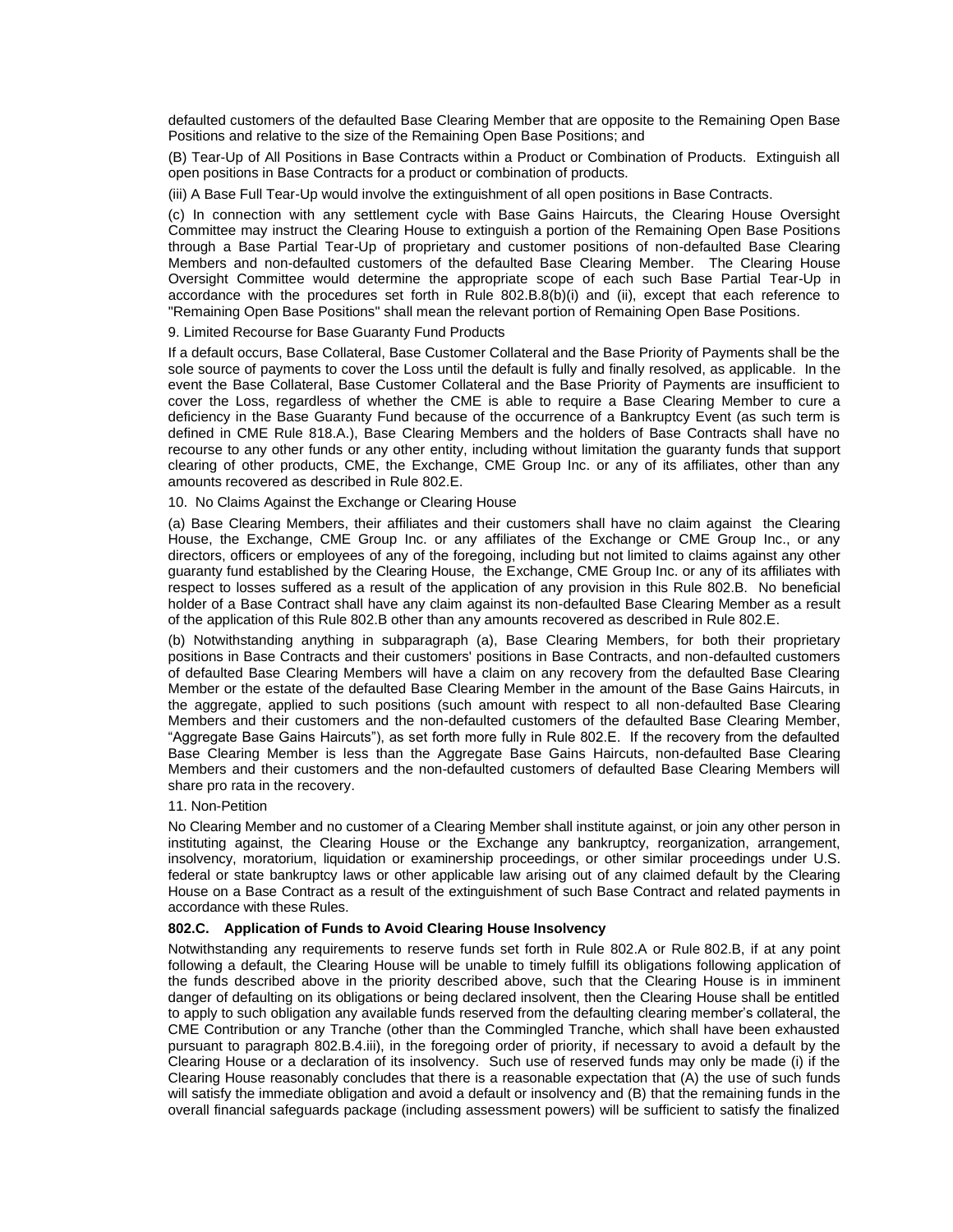defaulted customers of the defaulted Base Clearing Member that are opposite to the Remaining Open Base Positions and relative to the size of the Remaining Open Base Positions; and

(B) Tear-Up of All Positions in Base Contracts within a Product or Combination of Products. Extinguish all open positions in Base Contracts for a product or combination of products.

(iii) A Base Full Tear-Up would involve the extinguishment of all open positions in Base Contracts.

(c) In connection with any settlement cycle with Base Gains Haircuts, the Clearing House Oversight Committee may instruct the Clearing House to extinguish a portion of the Remaining Open Base Positions through a Base Partial Tear-Up of proprietary and customer positions of non-defaulted Base Clearing Members and non-defaulted customers of the defaulted Base Clearing Member. The Clearing House Oversight Committee would determine the appropriate scope of each such Base Partial Tear-Up in accordance with the procedures set forth in Rule 802.B.8(b)(i) and (ii), except that each reference to "Remaining Open Base Positions" shall mean the relevant portion of Remaining Open Base Positions.

9. Limited Recourse for Base Guaranty Fund Products

If a default occurs, Base Collateral, Base Customer Collateral and the Base Priority of Payments shall be the sole source of payments to cover the Loss until the default is fully and finally resolved, as applicable. In the event the Base Collateral, Base Customer Collateral and the Base Priority of Payments are insufficient to cover the Loss, regardless of whether the CME is able to require a Base Clearing Member to cure a deficiency in the Base Guaranty Fund because of the occurrence of a Bankruptcy Event (as such term is defined in CME Rule 818.A.), Base Clearing Members and the holders of Base Contracts shall have no recourse to any other funds or any other entity, including without limitation the guaranty funds that support clearing of other products, CME, the Exchange, CME Group Inc. or any of its affiliates, other than any amounts recovered as described in Rule 802.E.

10. No Claims Against the Exchange or Clearing House

(a) Base Clearing Members, their affiliates and their customers shall have no claim against the Clearing House, the Exchange, CME Group Inc. or any affiliates of the Exchange or CME Group Inc., or any directors, officers or employees of any of the foregoing, including but not limited to claims against any other guaranty fund established by the Clearing House, the Exchange, CME Group Inc. or any of its affiliates with respect to losses suffered as a result of the application of any provision in this Rule 802.B. No beneficial holder of a Base Contract shall have any claim against its non-defaulted Base Clearing Member as a result of the application of this Rule 802.B other than any amounts recovered as described in Rule 802.E.

(b) Notwithstanding anything in subparagraph (a), Base Clearing Members, for both their proprietary positions in Base Contracts and their customers' positions in Base Contracts, and non-defaulted customers of defaulted Base Clearing Members will have a claim on any recovery from the defaulted Base Clearing Member or the estate of the defaulted Base Clearing Member in the amount of the Base Gains Haircuts, in the aggregate, applied to such positions (such amount with respect to all non-defaulted Base Clearing Members and their customers and the non-defaulted customers of the defaulted Base Clearing Member, "Aggregate Base Gains Haircuts"), as set forth more fully in Rule 802.E. If the recovery from the defaulted Base Clearing Member is less than the Aggregate Base Gains Haircuts, non-defaulted Base Clearing Members and their customers and the non-defaulted customers of defaulted Base Clearing Members will share pro rata in the recovery.

11. Non-Petition

No Clearing Member and no customer of a Clearing Member shall institute against, or join any other person in instituting against, the Clearing House or the Exchange any bankruptcy, reorganization, arrangement, insolvency, moratorium, liquidation or examinership proceedings, or other similar proceedings under U.S. federal or state bankruptcy laws or other applicable law arising out of any claimed default by the Clearing House on a Base Contract as a result of the extinguishment of such Base Contract and related payments in accordance with these Rules.

**802.C. Application of Funds to Avoid Clearing House Insolvency**

Notwithstanding any requirements to reserve funds set forth in Rule 802.A or Rule 802.B, if at any point following a default, the Clearing House will be unable to timely fulfill its obligations following application of the funds described above in the priority described above, such that the Clearing House is in imminent danger of defaulting on its obligations or being declared insolvent, then the Clearing House shall be entitled to apply to such obligation any available funds reserved from the defaulting clearing member's collateral, the CME Contribution or any Tranche (other than the Commingled Tranche, which shall have been exhausted pursuant to paragraph 802.B.4.iii), in the foregoing order of priority, if necessary to avoid a default by the Clearing House or a declaration of its insolvency. Such use of reserved funds may only be made (i) if the Clearing House reasonably concludes that there is a reasonable expectation that (A) the use of such funds will satisfy the immediate obligation and avoid a default or insolvency and (B) that the remaining funds in the overall financial safeguards package (including assessment powers) will be sufficient to satisfy the finalized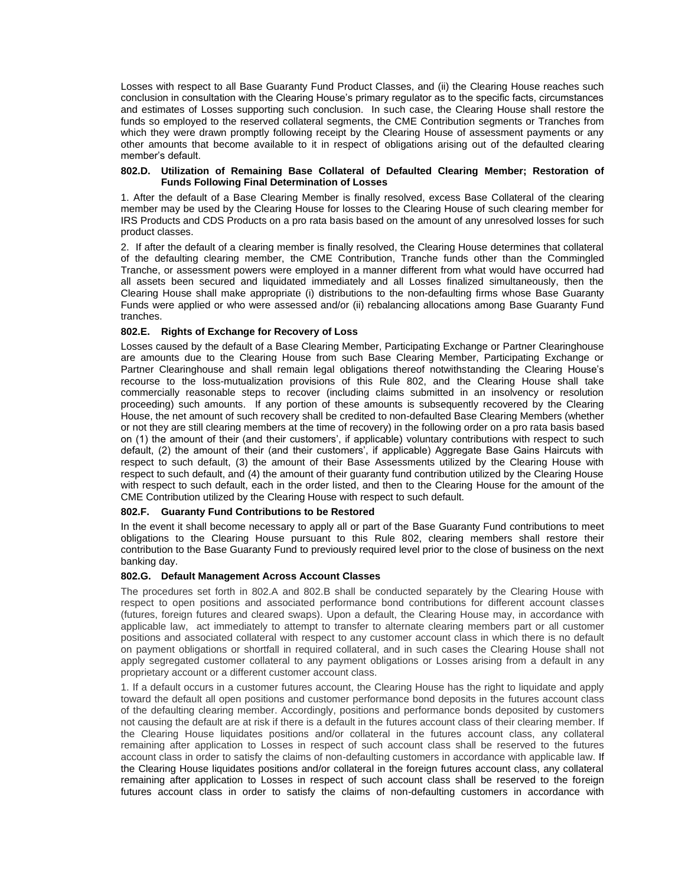Losses with respect to all Base Guaranty Fund Product Classes, and (ii) the Clearing House reaches such conclusion in consultation with the Clearing House's primary regulator as to the specific facts, circumstances and estimates of Losses supporting such conclusion. In such case, the Clearing House shall restore the funds so employed to the reserved collateral segments, the CME Contribution segments or Tranches from which they were drawn promptly following receipt by the Clearing House of assessment payments or any other amounts that become available to it in respect of obligations arising out of the defaulted clearing member's default.

#### 802.D. Utilization of Remaining Base Collateral of Defaulted Clearing Member; Restoration of Funds Following Final Determination of Losses

1. After the default of a Base Clearing Member is finally resolved, excess Base Collateral of the clearing member may be used by the Clearing House for losses to the Clearing House of such clearing member for IRS Products and CDS Products on a pro rata basis based on the amount of any unresolved losses for such product classes.

2. If after the default of a clearing member is finally resolved, the Clearing House determines that collateral of the defaulting clearing member, the CME Contribution, Tranche funds other than the Commingled Tranche, or assessment powers were employed in a manner different from what would have occurred had all assets been secured and liquidated immediately and all Losses finalized simultaneously, then the Clearing House shall make appropriate (i) distributions to the non-defaulting firms whose Base Guaranty Funds were applied or who were assessed and/or (ii) rebalancing allocations among Base Guaranty Fund tranches.

#### 802.E. Rights of Exchange for Recovery of Loss

Losses caused by the default of a Base Clearing Member, Participating Exchange or Partner Clearinghouse are amounts due to the Clearing House from such Base Clearing Member, Participating Exchange or Partner Clearinghouse and shall remain legal obligations thereof notwithstanding the Clearing House's recourse to the loss-mutualization provisions of this Rule 802, and the Clearing House shall take commercially reasonable steps to recover (including claims submitted in an insolvency or resolution proceeding) such amounts. If any portion of these amounts is subsequently recovered by the Clearing House, the net amount of such recovery shall be credited to non-defaulted Base Clearing Members (whether or not they are still clearing members at the time of recovery) in the following order on a pro rata basis based on (1) the amount of their (and their customers', if applicable) voluntary contributions with respect to such default, (2) the amount of their (and their customers', if applicable) Aggregate Base Gains Haircuts with respect to such default, (3) the amount of their Base Assessments utilized by the Clearing House with respect to such default, and (4) the amount of their guaranty fund contribution utilized by the Clearing House with respect to such default, each in the order listed, and then to the Clearing House for the amount of the CME Contribution utilized by the Clearing House with respect to such default.

#### 802.F. Guaranty Fund Contributions to be Restored

In the event it shall become necessary to apply all or part of the Base Guaranty Fund contributions to meet obligations to the Clearing House pursuant to this Rule 802, clearing members shall restore their contribution to the Base Guaranty Fund to previously required level prior to the close of business on the next banking day.

#### 802.G. Default Management Across Account Classes

The procedures set forth in 802.A and 802.B shall be conducted separately by the Clearing House with respect to open positions and associated performance bond contributions for different account classes (futures, foreign futures and cleared swaps). Upon a default, the Clearing House may, in accordance with applicable law, act immediately to attempt to transfer to alternate clearing members part or all customer positions and associated collateral with respect to any customer account class in which there is no default on payment obligations or shortfall in required collateral, and in such cases the Clearing House shall not apply segregated customer collateral to any payment obligations or Losses arising from a default in any proprietary account or a different customer account class.

1. If a default occurs in a customer futures account, the Clearing House has the right to liquidate and apply toward the default all open positions and customer performance bond deposits in the futures account class of the defaulting clearing member. Accordingly, positions and performance bonds deposited by customers not causing the default are at risk if there is a default in the futures account class of their clearing member. If the Clearing House liquidates positions and/or collateral in the futures account class, any collateral remaining after application to Losses in respect of such account class shall be reserved to the futures account class in order to satisfy the claims of non-defaulting customers in accordance with applicable law. If the Clearing House liquidates positions and/or collateral in the foreign futures account class, any collateral remaining after application to Losses in respect of such account class shall be reserved to the foreign futures account class in order to satisfy the claims of non-defaulting customers in accordance with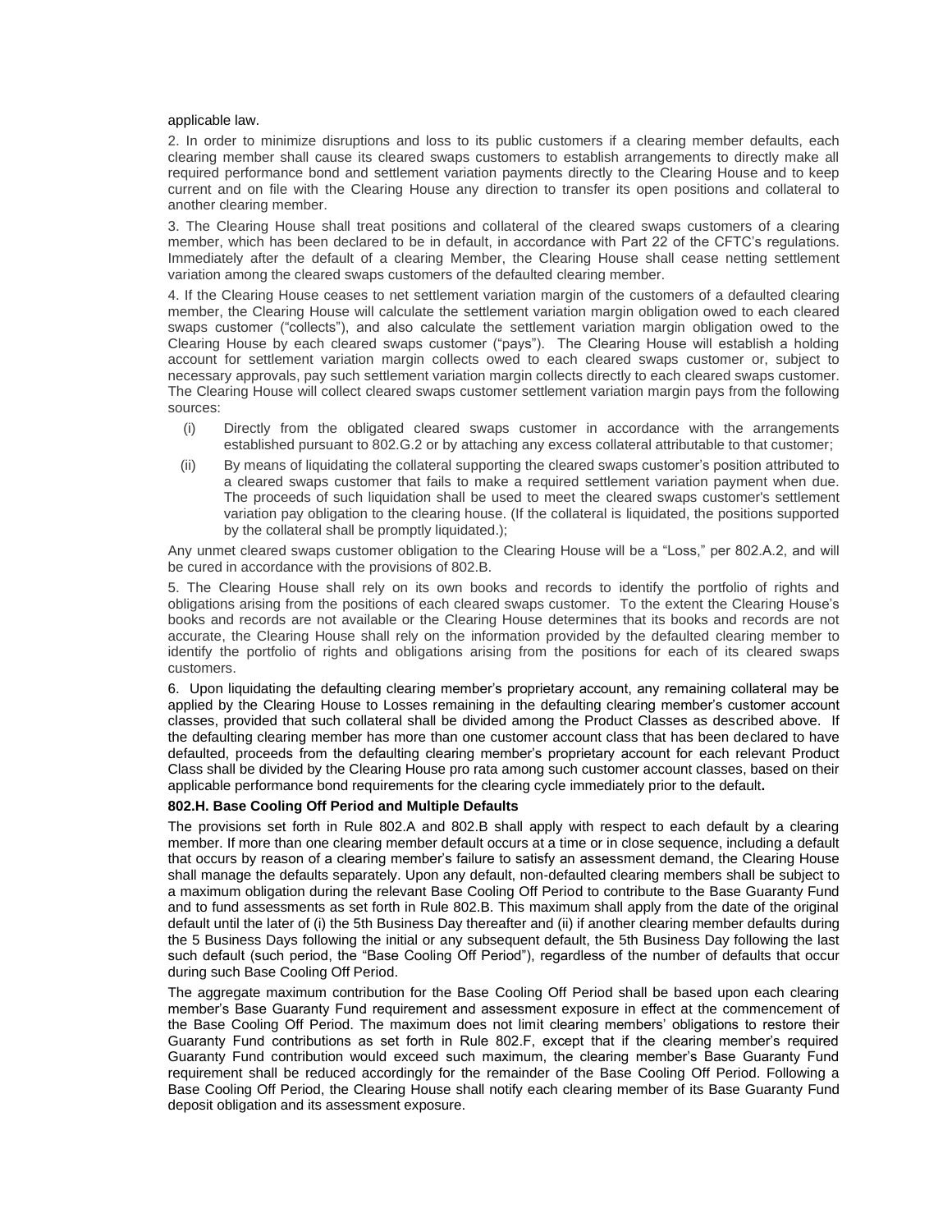applicable law.

2. In order to minimize disruptions and loss to its public customers if a clearing member defaults, each clearing member shall cause its cleared swaps customers to establish arrangements to directly make all required performance bond and settlement variation payments directly to the Clearing House and to keep current and on file with the Clearing House any direction to transfer its open positions and collateral to another clearing member.

3. The Clearing House shall treat positions and collateral of the cleared swaps customers of a clearing member, which has been declared to be in default, in accordance with Part 22 of the CFTC's regulations. Immediately after the default of a clearing Member, the Clearing House shall cease netting settlement variation among the cleared swaps customers of the defaulted clearing member.

4. If the Clearing House ceases to net settlement variation margin of the customers of a defaulted clearing member, the Clearing House will calculate the settlement variation margin obligation owed to each cleared swaps customer ("collects"), and also calculate the settlement variation margin obligation owed to the Clearing House by each cleared swaps customer ("pays"). The Clearing House will establish a holding account for settlement variation margin collects owed to each cleared swaps customer or, subject to necessary approvals, pay such settlement variation margin collects directly to each cleared swaps customer. The Clearing House will collect cleared swaps customer settlement variation margin pays from the following sources:

(i) Directly from the obligated cleared swaps customer in accordance with the arrangements established pursuant to 802.G.2 or by attaching any excess collateral attributable to that customer;

(ii) By means of liquidating the collateral supporting the cleared swaps customer's position attributed to a cleared swaps customer that fails to make a required settlement variation payment when due. The proceeds of such liquidation shall be used to meet the cleared swaps customer's settlement variation pay obligation to the clearing house. (If the collateral is liquidated, the positions supported by the collateral shall be promptly liquidated.);

Any unmet cleared swaps customer obligation to the Clearing House will be a "Loss," per 802.A.2, and will be cured in accordance with the provisions of 802.B.

5. The Clearing House shall rely on its own books and records to identify the portfolio of rights and obligations arising from the positions of each cleared swaps customer. To the extent the Clearing House's books and records are not available or the Clearing House determines that its books and records are not accurate, the Clearing House shall rely on the information provided by the defaulted clearing member to identify the portfolio of rights and obligations arising from the positions for each of its cleared swaps customers.

6. Upon liquidating the defaulting clearing member's proprietary account, any remaining collateral may be applied by the Clearing House to Losses remaining in the defaulting clearing member's customer account classes, provided that such collateral shall be divided among the Product Classes as described above. If the defaulting clearing member has more than one customer account class that has been declared to have defaulted, proceeds from the defaulting clearing member's proprietary account for each relevant Product Class shall be divided by the Clearing House pro rata among such customer account classes, based on their applicable performance bond requirements for the clearing cycle immediately prior to the default**.**

**802.H. Base Cooling Off Period and Multiple Defaults**

The provisions set forth in Rule 802.A and 802.B shall apply with respect to each default by a clearing member. If more than one clearing member default occurs at a time or in close sequence, including a default that occurs by reason of a clearing member's failure to satisfy an assessment demand, the Clearing House shall manage the defaults separately. Upon any default, non-defaulted clearing members shall be subject to a maximum obligation during the relevant Base Cooling Off Period to contribute to the Base Guaranty Fund and to fund assessments as set forth in Rule 802.B. This maximum shall apply from the date of the original default until the later of (i) the 5th Business Day thereafter and (ii) if another clearing member defaults during the 5 Business Days following the initial or any subsequent default, the 5th Business Day following the last such default (such period, the "Base Cooling Off Period"), regardless of the number of defaults that occur during such Base Cooling Off Period.

The aggregate maximum contribution for the Base Cooling Off Period shall be based upon each clearing member's Base Guaranty Fund requirement and assessment exposure in effect at the commencement of the Base Cooling Off Period. The maximum does not limit clearing members' obligations to restore their Guaranty Fund contributions as set forth in Rule 802.F, except that if the clearing member's required Guaranty Fund contribution would exceed such maximum, the clearing member's Base Guaranty Fund requirement shall be reduced accordingly for the remainder of the Base Cooling Off Period. Following a Base Cooling Off Period, the Clearing House shall notify each clearing member of its Base Guaranty Fund deposit obligation and its assessment exposure.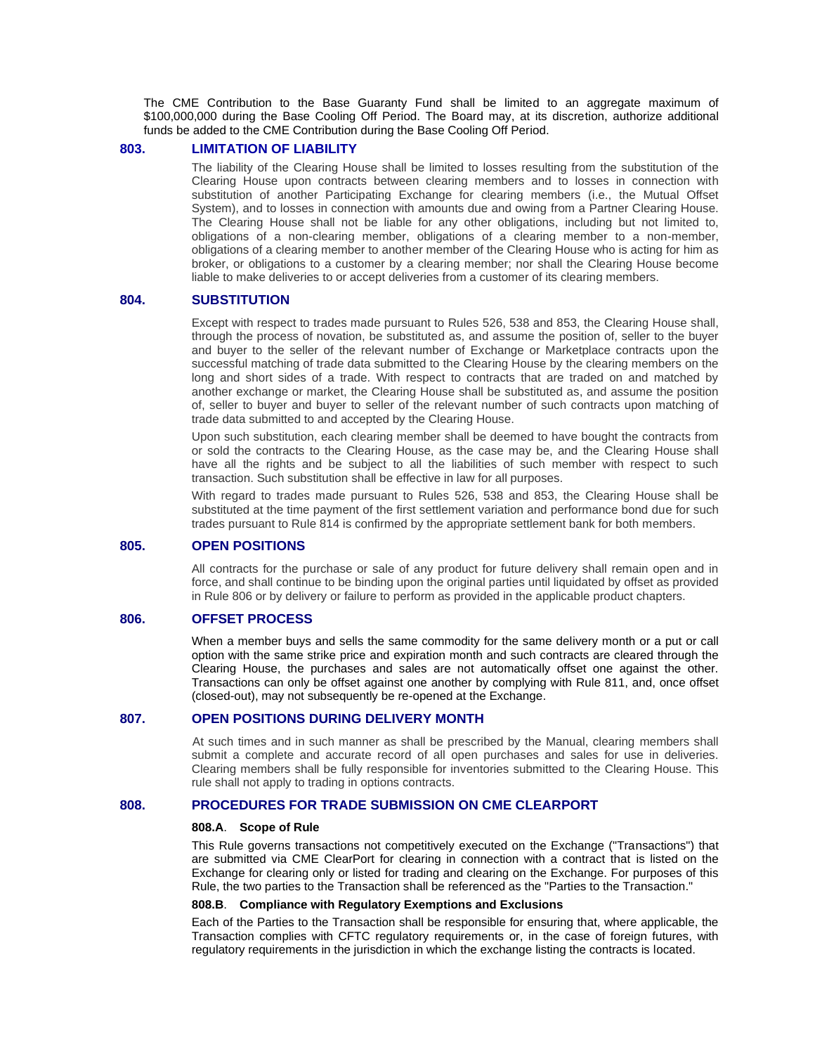The CME Contribution to the Base Guaranty Fund shall be limited to an aggregate maximum of $100,000,000 during the Base Cooling Off Period. The Board may, at its discretion, authorize additional funds be added to the CME Contribution during the Base Cooling Off Period.

## 803. LIMITATION OF LIABILITY

The liability of the Clearing House shall be limited to losses resulting from the substitution of the Clearing House upon contracts between clearing members and to losses in connection with substitution of another Participating Exchange for clearing members (i.e., the Mutual Offset System), and to losses in connection with amounts due and owing from a Partner Clearing House. The Clearing House shall not be liable for any other obligations, including but not limited to, obligations of a non-clearing member, obligations of a clearing member to a non-member, obligations of a clearing member to another member of the Clearing House who is acting for him as broker, or obligations to a customer by a clearing member; nor shall the Clearing House become liable to make deliveries to or accept deliveries from a customer of its clearing members.

## 804. SUBSTITUTION

Except with respect to trades made pursuant to Rules 526, 538 and 853, the Clearing House shall, through the process of novation, be substituted as, and assume the position of, seller to the buyer and buyer to the seller of the relevant number of Exchange or Marketplace contracts upon the successful matching of trade data submitted to the Clearing House by the clearing members on the long and short sides of a trade. With respect to contracts that are traded on and matched by another exchange or market, the Clearing House shall be substituted as, and assume the position of, seller to buyer and buyer to seller of the relevant number of such contracts upon matching of trade data submitted to and accepted by the Clearing House.

Upon such substitution, each clearing member shall be deemed to have bought the contracts from or sold the contracts to the Clearing House, as the case may be, and the Clearing House shall have all the rights and be subject to all the liabilities of such member with respect to such transaction. Such substitution shall be effective in law for all purposes.

With regard to trades made pursuant to Rules 526, 538 and 853, the Clearing House shall be substituted at the time payment of the first settlement variation and performance bond due for such trades pursuant to Rule 814 is confirmed by the appropriate settlement bank for both members.

## 805. OPEN POSITIONS

All contracts for the purchase or sale of any product for future delivery shall remain open and in force, and shall continue to be binding upon the original parties until liquidated by offset as provided in Rule 806 or by delivery or failure to perform as provided in the applicable product chapters.

## 806. OFFSET PROCESS

When a member buys and sells the same commodity for the same delivery month or a put or call option with the same strike price and expiration month and such contracts are cleared through the Clearing House, the purchases and sales are not automatically offset one against the other. Transactions can only be offset against one another by complying with Rule 811, and, once offset (closed-out), may not subsequently be re-opened at the Exchange.

## 807. OPEN POSITIONS DURING DELIVERY MONTH

At such times and in such manner as shall be prescribed by the Manual, clearing members shall submit a complete and accurate record of all open purchases and sales for use in deliveries. Clearing members shall be fully responsible for inventories submitted to the Clearing House. This rule shall not apply to trading in options contracts.

## 808. PROCEDURES FOR TRADE SUBMISSION ON CME CLEARPORT

### 808.A. Scope of Rule

This Rule governs transactions not competitively executed on the Exchange ("Transactions") that are submitted via CME ClearPort for clearing in connection with a contract that is listed on the Exchange for clearing only or listed for trading and clearing on the Exchange. For purposes of this Rule, the two parties to the Transaction shall be referenced as the "Parties to the Transaction."

### 808.B. Compliance with Regulatory Exemptions and Exclusions

Each of the Parties to the Transaction shall be responsible for ensuring that, where applicable, the Transaction complies with CFTC regulatory requirements or, in the case of foreign futures, with regulatory requirements in the jurisdiction in which the exchange listing the contracts is located.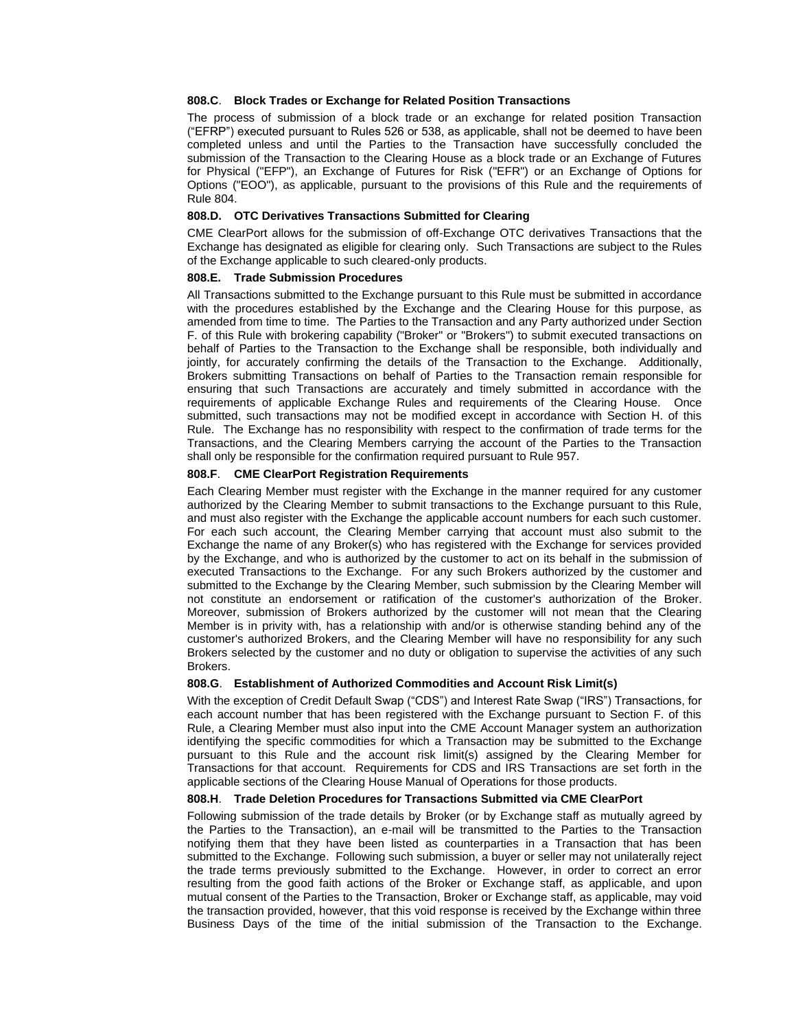**808.C. Block Trades or Exchange for Related Position Transactions**

The process of submission of a block trade or an exchange for related position Transaction ("EFRP") executed pursuant to Rules 526 or 538, as applicable, shall not be deemed to have been completed unless and until the Parties to the Transaction have successfully concluded the submission of the Transaction to the Clearing House as a block trade or an Exchange of Futures for Physical ("EFP"), an Exchange of Futures for Risk ("EFR") or an Exchange of Options for Options ("EOO"), as applicable, pursuant to the provisions of this Rule and the requirements of Rule 804.

**808.D. OTC Derivatives Transactions Submitted for Clearing**

CME ClearPort allows for the submission of off-Exchange OTC derivatives Transactions that the Exchange has designated as eligible for clearing only. Such Transactions are subject to the Rules of the Exchange applicable to such cleared-only products.

**808.E. Trade Submission Procedures**

All Transactions submitted to the Exchange pursuant to this Rule must be submitted in accordance with the procedures established by the Exchange and the Clearing House for this purpose, as amended from time to time. The Parties to the Transaction and any Party authorized under Section F. of this Rule with brokering capability ("Broker" or "Brokers") to submit executed transactions on behalf of Parties to the Transaction to the Exchange shall be responsible, both individually and jointly, for accurately confirming the details of the Transaction to the Exchange. Additionally, Brokers submitting Transactions on behalf of Parties to the Transaction remain responsible for ensuring that such Transactions are accurately and timely submitted in accordance with the requirements of applicable Exchange Rules and requirements of the Clearing House. Once submitted, such transactions may not be modified except in accordance with Section H. of this Rule. The Exchange has no responsibility with respect to the confirmation of trade terms for the Transactions, and the Clearing Members carrying the account of the Parties to the Transaction shall only be responsible for the confirmation required pursuant to Rule 957.

**808.F. CME ClearPort Registration Requirements**

Each Clearing Member must register with the Exchange in the manner required for any customer authorized by the Clearing Member to submit transactions to the Exchange pursuant to this Rule, and must also register with the Exchange the applicable account numbers for each such customer. For each such account, the Clearing Member carrying that account must also submit to the Exchange the name of any Broker(s) who has registered with the Exchange for services provided by the Exchange, and who is authorized by the customer to act on its behalf in the submission of executed Transactions to the Exchange. For any such Brokers authorized by the customer and submitted to the Exchange by the Clearing Member, such submission by the Clearing Member will not constitute an endorsement or ratification of the customer's authorization of the Broker. Moreover, submission of Brokers authorized by the customer will not mean that the Clearing Member is in privity with, has a relationship with and/or is otherwise standing behind any of the customer's authorized Brokers, and the Clearing Member will have no responsibility for any such Brokers selected by the customer and no duty or obligation to supervise the activities of any such Brokers.

**808.G. Establishment of Authorized Commodities and Account Risk Limit(s)**

With the exception of Credit Default Swap ("CDS") and Interest Rate Swap ("IRS") Transactions, for each account number that has been registered with the Exchange pursuant to Section F. of this Rule, a Clearing Member must also input into the CME Account Manager system an authorization identifying the specific commodities for which a Transaction may be submitted to the Exchange pursuant to this Rule and the account risk limit(s) assigned by the Clearing Member for Transactions for that account. Requirements for CDS and IRS Transactions are set forth in the applicable sections of the Clearing House Manual of Operations for those products.

**808.H. Trade Deletion Procedures for Transactions Submitted via CME ClearPort**

Following submission of the trade details by Broker (or by Exchange staff as mutually agreed by the Parties to the Transaction), an e-mail will be transmitted to the Parties to the Transaction notifying them that they have been listed as counterparties in a Transaction that has been submitted to the Exchange. Following such submission, a buyer or seller may not unilaterally reject the trade terms previously submitted to the Exchange. However, in order to correct an error resulting from the good faith actions of the Broker or Exchange staff, as applicable, and upon mutual consent of the Parties to the Transaction, Broker or Exchange staff, as applicable, may void the transaction provided, however, that this void response is received by the Exchange within three Business Days of the time of the initial submission of the Transaction to the Exchange.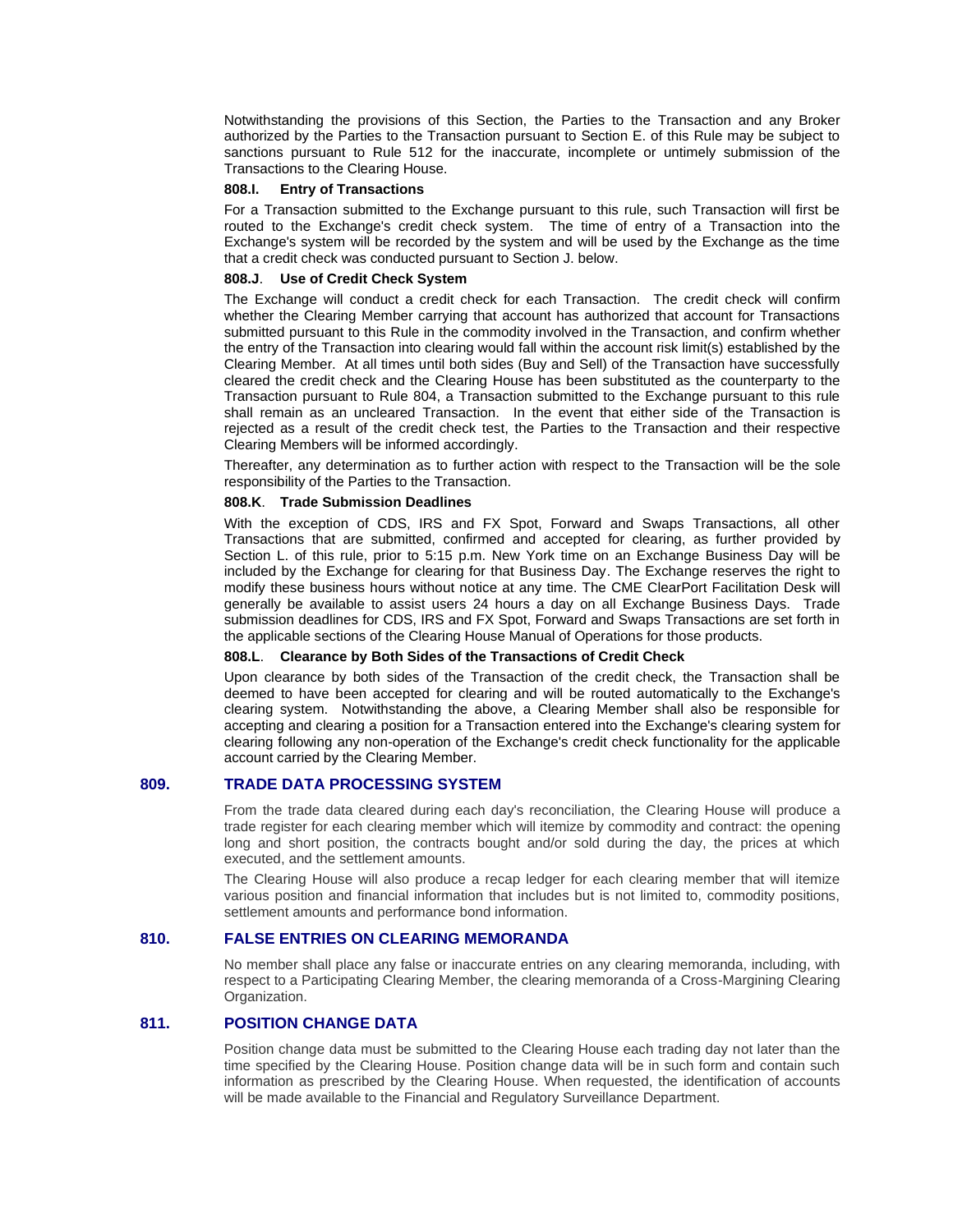Notwithstanding the provisions of this Section, the Parties to the Transaction and any Broker authorized by the Parties to the Transaction pursuant to Section E. of this Rule may be subject to sanctions pursuant to Rule 512 for the inaccurate, incomplete or untimely submission of the Transactions to the Clearing House.

**808.I. Entry of Transactions**

For a Transaction submitted to the Exchange pursuant to this rule, such Transaction will first be routed to the Exchange's credit check system. The time of entry of a Transaction into the Exchange's system will be recorded by the system and will be used by the Exchange as the time that a credit check was conducted pursuant to Section J. below.

**808.J. Use of Credit Check System**

The Exchange will conduct a credit check for each Transaction. The credit check will confirm whether the Clearing Member carrying that account has authorized that account for Transactions submitted pursuant to this Rule in the commodity involved in the Transaction, and confirm whether the entry of the Transaction into clearing would fall within the account risk limit(s) established by the Clearing Member. At all times until both sides (Buy and Sell) of the Transaction have successfully cleared the credit check and the Clearing House has been substituted as the counterparty to the Transaction pursuant to Rule 804, a Transaction submitted to the Exchange pursuant to this rule shall remain as an uncleared Transaction. In the event that either side of the Transaction is rejected as a result of the credit check test, the Parties to the Transaction and their respective Clearing Members will be informed accordingly.

Thereafter, any determination as to further action with respect to the Transaction will be the sole responsibility of the Parties to the Transaction.

**808.K. Trade Submission Deadlines**

With the exception of CDS, IRS and FX Spot, Forward and Swaps Transactions, all other Transactions that are submitted, confirmed and accepted for clearing, as further provided by Section L. of this rule, prior to 5:15 p.m. New York time on an Exchange Business Day will be included by the Exchange for clearing for that Business Day. The Exchange reserves the right to modify these business hours without notice at any time. The CME ClearPort Facilitation Desk will generally be available to assist users 24 hours a day on all Exchange Business Days. Trade submission deadlines for CDS, IRS and FX Spot, Forward and Swaps Transactions are set forth in the applicable sections of the Clearing House Manual of Operations for those products.

**808.L. Clearance by Both Sides of the Transactions of Credit Check**

Upon clearance by both sides of the Transaction of the credit check, the Transaction shall be deemed to have been accepted for clearing and will be routed automatically to the Exchange's clearing system. Notwithstanding the above, a Clearing Member shall also be responsible for accepting and clearing a position for a Transaction entered into the Exchange's clearing system for clearing following any non-operation of the Exchange's credit check functionality for the applicable account carried by the Clearing Member.

## 809. TRADE DATA PROCESSING SYSTEM

From the trade data cleared during each day's reconciliation, the Clearing House will produce a trade register for each clearing member which will itemize by commodity and contract: the opening long and short position, the contracts bought and/or sold during the day, the prices at which executed, and the settlement amounts.

The Clearing House will also produce a recap ledger for each clearing member that will itemize various position and financial information that includes but is not limited to, commodity positions, settlement amounts and performance bond information.

## 810. FALSE ENTRIES ON CLEARING MEMORANDA

No member shall place any false or inaccurate entries on any clearing memoranda, including, with respect to a Participating Clearing Member, the clearing memoranda of a Cross-Margining Clearing Organization.

## 811. POSITION CHANGE DATA

Position change data must be submitted to the Clearing House each trading day not later than the time specified by the Clearing House. Position change data will be in such form and contain such information as prescribed by the Clearing House. When requested, the identification of accounts will be made available to the Financial and Regulatory Surveillance Department.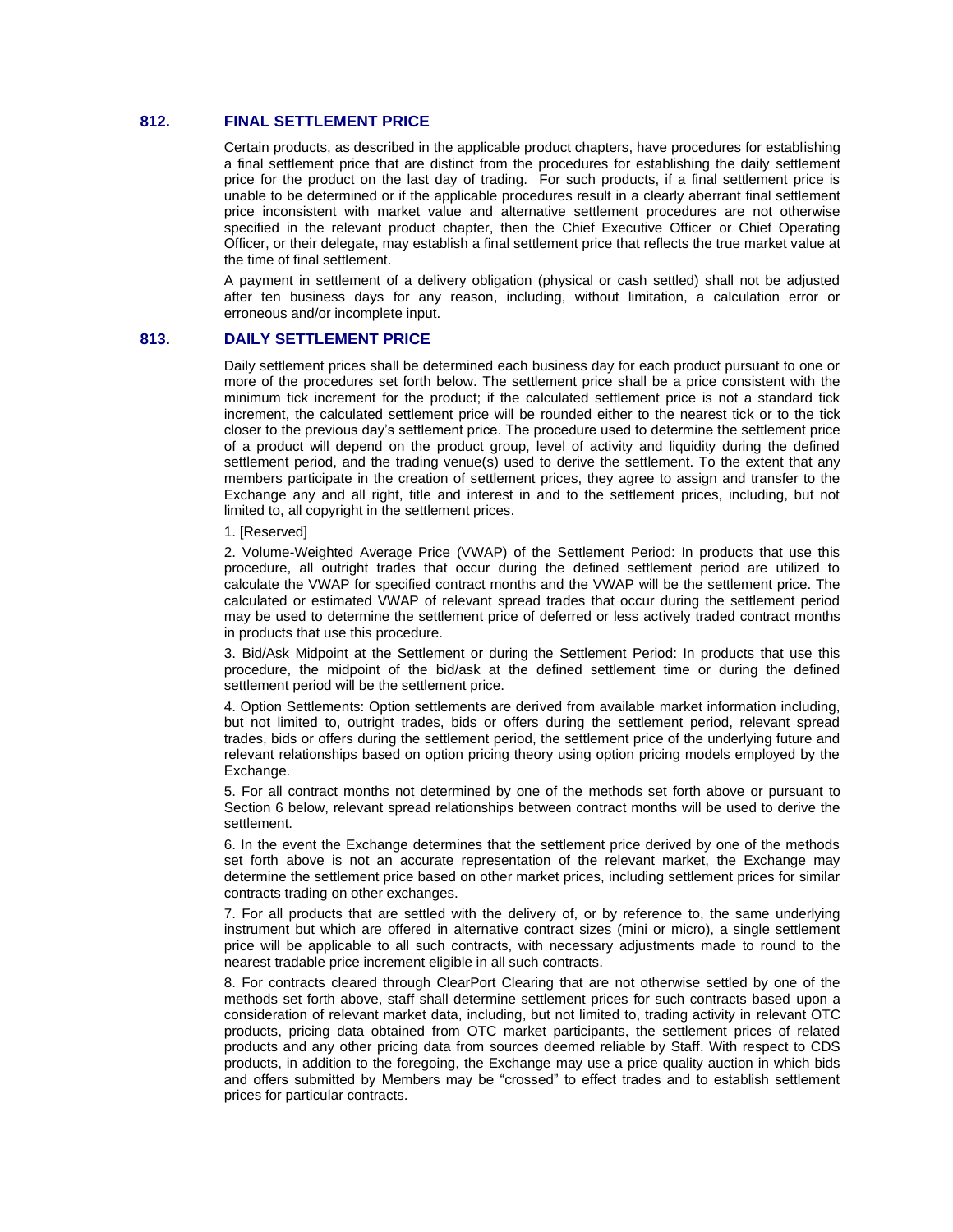## 812. FINAL SETTLEMENT PRICE

Certain products, as described in the applicable product chapters, have procedures for establishing a final settlement price that are distinct from the procedures for establishing the daily settlement price for the product on the last day of trading. For such products, if a final settlement price is unable to be determined or if the applicable procedures result in a clearly aberrant final settlement price inconsistent with market value and alternative settlement procedures are not otherwise specified in the relevant product chapter, then the Chief Executive Officer or Chief Operating Officer, or their delegate, may establish a final settlement price that reflects the true market value at the time of final settlement.

A payment in settlement of a delivery obligation (physical or cash settled) shall not be adjusted after ten business days for any reason, including, without limitation, a calculation error or erroneous and/or incomplete input.

## 813. DAILY SETTLEMENT PRICE

Daily settlement prices shall be determined each business day for each product pursuant to one or more of the procedures set forth below. The settlement price shall be a price consistent with the minimum tick increment for the product; if the calculated settlement price is not a standard tick increment, the calculated settlement price will be rounded either to the nearest tick or to the tick closer to the previous day's settlement price. The procedure used to determine the settlement price of a product will depend on the product group, level of activity and liquidity during the defined settlement period, and the trading venue(s) used to derive the settlement. To the extent that any members participate in the creation of settlement prices, they agree to assign and transfer to the Exchange any and all right, title and interest in and to the settlement prices, including, but not limited to, all copyright in the settlement prices.

1. [Reserved]

2. Volume-Weighted Average Price (VWAP) of the Settlement Period: In products that use this procedure, all outright trades that occur during the defined settlement period are utilized to calculate the VWAP for specified contract months and the VWAP will be the settlement price. The calculated or estimated VWAP of relevant spread trades that occur during the settlement period may be used to determine the settlement price of deferred or less actively traded contract months in products that use this procedure.

3. Bid/Ask Midpoint at the Settlement or during the Settlement Period: In products that use this procedure, the midpoint of the bid/ask at the defined settlement time or during the defined settlement period will be the settlement price.

4. Option Settlements: Option settlements are derived from available market information including, but not limited to, outright trades, bids or offers during the settlement period, relevant spread trades, bids or offers during the settlement period, the settlement price of the underlying future and relevant relationships based on option pricing theory using option pricing models employed by the Exchange.

5. For all contract months not determined by one of the methods set forth above or pursuant to Section 6 below, relevant spread relationships between contract months will be used to derive the settlement.

6. In the event the Exchange determines that the settlement price derived by one of the methods set forth above is not an accurate representation of the relevant market, the Exchange may determine the settlement price based on other market prices, including settlement prices for similar contracts trading on other exchanges.

7. For all products that are settled with the delivery of, or by reference to, the same underlying instrument but which are offered in alternative contract sizes (mini or micro), a single settlement price will be applicable to all such contracts, with necessary adjustments made to round to the nearest tradable price increment eligible in all such contracts.

8. For contracts cleared through ClearPort Clearing that are not otherwise settled by one of the methods set forth above, staff shall determine settlement prices for such contracts based upon a consideration of relevant market data, including, but not limited to, trading activity in relevant OTC products, pricing data obtained from OTC market participants, the settlement prices of related products and any other pricing data from sources deemed reliable by Staff. With respect to CDS products, in addition to the foregoing, the Exchange may use a price quality auction in which bids and offers submitted by Members may be "crossed" to effect trades and to establish settlement prices for particular contracts.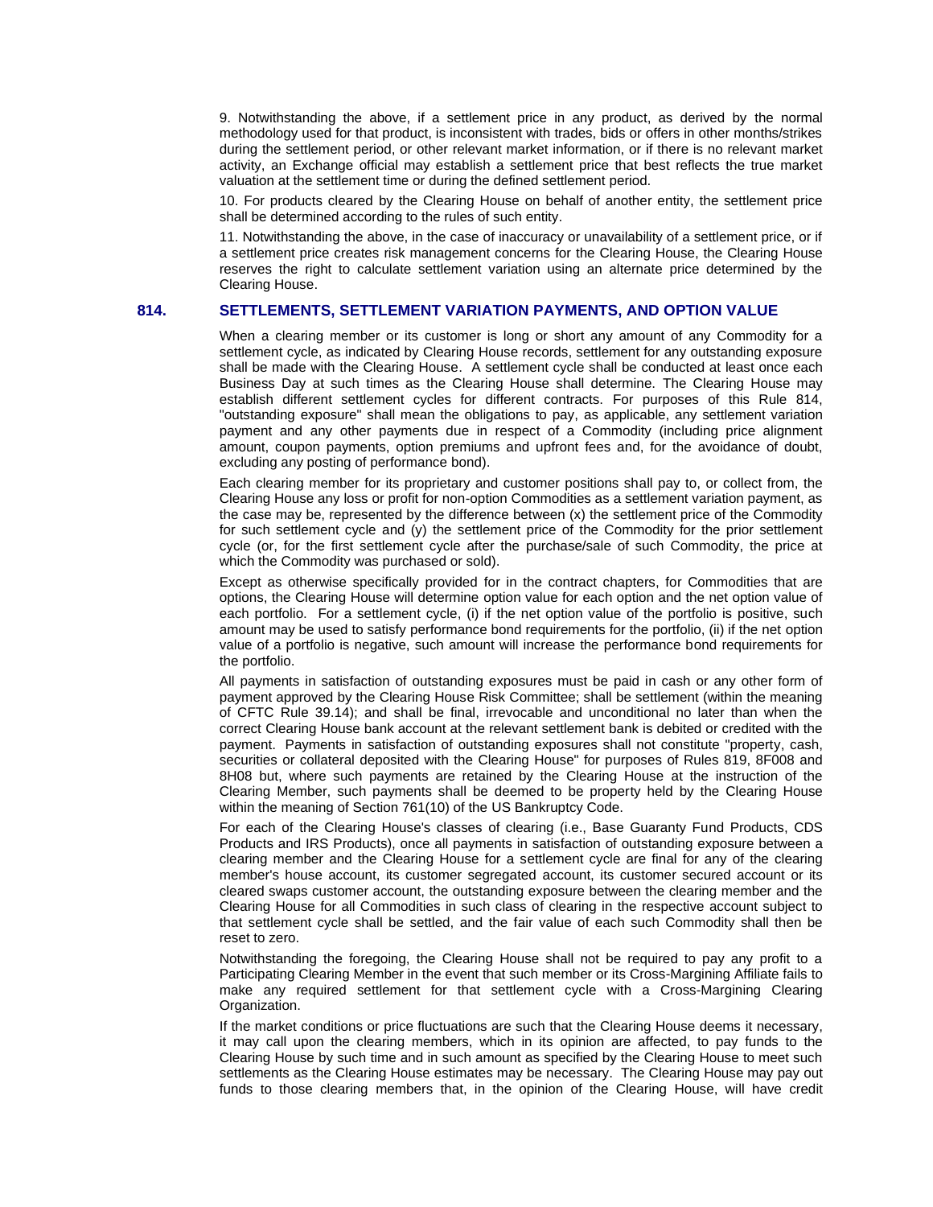9. Notwithstanding the above, if a settlement price in any product, as derived by the normal methodology used for that product, is inconsistent with trades, bids or offers in other months/strikes during the settlement period, or other relevant market information, or if there is no relevant market activity, an Exchange official may establish a settlement price that best reflects the true market valuation at the settlement time or during the defined settlement period.

10. For products cleared by the Clearing House on behalf of another entity, the settlement price shall be determined according to the rules of such entity.

11. Notwithstanding the above, in the case of inaccuracy or unavailability of a settlement price, or if a settlement price creates risk management concerns for the Clearing House, the Clearing House reserves the right to calculate settlement variation using an alternate price determined by the Clearing House.

## 814. SETTLEMENTS, SETTLEMENT VARIATION PAYMENTS, AND OPTION VALUE

When a clearing member or its customer is long or short any amount of any Commodity for a settlement cycle, as indicated by Clearing House records, settlement for any outstanding exposure shall be made with the Clearing House. A settlement cycle shall be conducted at least once each Business Day at such times as the Clearing House shall determine. The Clearing House may establish different settlement cycles for different contracts. For purposes of this Rule 814, "outstanding exposure" shall mean the obligations to pay, as applicable, any settlement variation payment and any other payments due in respect of a Commodity (including price alignment amount, coupon payments, option premiums and upfront fees and, for the avoidance of doubt, excluding any posting of performance bond).

Each clearing member for its proprietary and customer positions shall pay to, or collect from, the Clearing House any loss or profit for non-option Commodities as a settlement variation payment, as the case may be, represented by the difference between (x) the settlement price of the Commodity for such settlement cycle and (y) the settlement price of the Commodity for the prior settlement cycle (or, for the first settlement cycle after the purchase/sale of such Commodity, the price at which the Commodity was purchased or sold).

Except as otherwise specifically provided for in the contract chapters, for Commodities that are options, the Clearing House will determine option value for each option and the net option value of each portfolio. For a settlement cycle, (i) if the net option value of the portfolio is positive, such amount may be used to satisfy performance bond requirements for the portfolio, (ii) if the net option value of a portfolio is negative, such amount will increase the performance bond requirements for the portfolio.

All payments in satisfaction of outstanding exposures must be paid in cash or any other form of payment approved by the Clearing House Risk Committee; shall be settlement (within the meaning of CFTC Rule 39.14); and shall be final, irrevocable and unconditional no later than when the correct Clearing House bank account at the relevant settlement bank is debited or credited with the payment. Payments in satisfaction of outstanding exposures shall not constitute "property, cash, securities or collateral deposited with the Clearing House" for purposes of Rules 819, 8F008 and 8H08 but, where such payments are retained by the Clearing House at the instruction of the Clearing Member, such payments shall be deemed to be property held by the Clearing House within the meaning of Section 761(10) of the US Bankruptcy Code.

For each of the Clearing House's classes of clearing (i.e., Base Guaranty Fund Products, CDS Products and IRS Products), once all payments in satisfaction of outstanding exposure between a clearing member and the Clearing House for a settlement cycle are final for any of the clearing member's house account, its customer segregated account, its customer secured account or its cleared swaps customer account, the outstanding exposure between the clearing member and the Clearing House for all Commodities in such class of clearing in the respective account subject to that settlement cycle shall be settled, and the fair value of each such Commodity shall then be reset to zero.

Notwithstanding the foregoing, the Clearing House shall not be required to pay any profit to a Participating Clearing Member in the event that such member or its Cross-Margining Affiliate fails to make any required settlement for that settlement cycle with a Cross-Margining Clearing Organization.

If the market conditions or price fluctuations are such that the Clearing House deems it necessary, it may call upon the clearing members, which in its opinion are affected, to pay funds to the Clearing House by such time and in such amount as specified by the Clearing House to meet such settlements as the Clearing House estimates may be necessary. The Clearing House may pay out funds to those clearing members that, in the opinion of the Clearing House, will have credit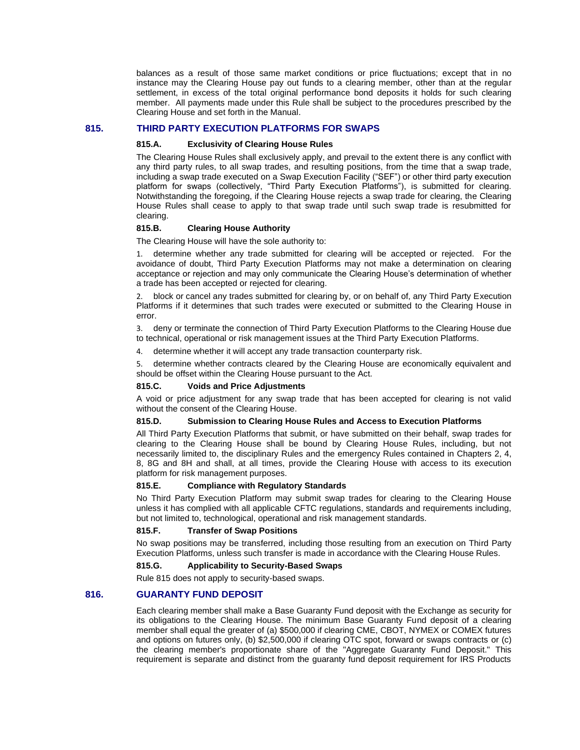balances as a result of those same market conditions or price fluctuations; except that in no instance may the Clearing House pay out funds to a clearing member, other than at the regular settlement, in excess of the total original performance bond deposits it holds for such clearing member. All payments made under this Rule shall be subject to the procedures prescribed by the Clearing House and set forth in the Manual.

## 815. THIRD PARTY EXECUTION PLATFORMS FOR SWAPS

### 815.A. Exclusivity of Clearing House Rules

The Clearing House Rules shall exclusively apply, and prevail to the extent there is any conflict with any third party rules, to all swap trades, and resulting positions, from the time that a swap trade, including a swap trade executed on a Swap Execution Facility ("SEF") or other third party execution platform for swaps (collectively, "Third Party Execution Platforms"), is submitted for clearing. Notwithstanding the foregoing, if the Clearing House rejects a swap trade for clearing, the Clearing House Rules shall cease to apply to that swap trade until such swap trade is resubmitted for clearing.

### 815.B. Clearing House Authority

The Clearing House will have the sole authority to:

1. determine whether any trade submitted for clearing will be accepted or rejected. For the avoidance of doubt, Third Party Execution Platforms may not make a determination on clearing acceptance or rejection and may only communicate the Clearing House's determination of whether a trade has been accepted or rejected for clearing.
2. block or cancel any trades submitted for clearing by, or on behalf of, any Third Party Execution Platforms if it determines that such trades were executed or submitted to the Clearing House in error.
3. deny or terminate the connection of Third Party Execution Platforms to the Clearing House due to technical, operational or risk management issues at the Third Party Execution Platforms.
4. determine whether it will accept any trade transaction counterparty risk.
5. determine whether contracts cleared by the Clearing House are economically equivalent and should be offset within the Clearing House pursuant to the Act.

### 815.C. Voids and Price Adjustments

A void or price adjustment for any swap trade that has been accepted for clearing is not valid without the consent of the Clearing House.

### 815.D. Submission to Clearing House Rules and Access to Execution Platforms

All Third Party Execution Platforms that submit, or have submitted on their behalf, swap trades for clearing to the Clearing House shall be bound by Clearing House Rules, including, but not necessarily limited to, the disciplinary Rules and the emergency Rules contained in Chapters 2, 4, 8, 8G and 8H and shall, at all times, provide the Clearing House with access to its execution platform for risk management purposes.

### 815.E. Compliance with Regulatory Standards

No Third Party Execution Platform may submit swap trades for clearing to the Clearing House unless it has complied with all applicable CFTC regulations, standards and requirements including, but not limited to, technological, operational and risk management standards.

### 815.F. Transfer of Swap Positions

No swap positions may be transferred, including those resulting from an execution on Third Party Execution Platforms, unless such transfer is made in accordance with the Clearing House Rules.

### 815.G. Applicability to Security-Based Swaps

Rule 815 does not apply to security-based swaps.

## 816. GUARANTY FUND DEPOSIT

Each clearing member shall make a Base Guaranty Fund deposit with the Exchange as security for its obligations to the Clearing House. The minimum Base Guaranty Fund deposit of a clearing member shall equal the greater of (a) $500,000 if clearing CME, CBOT, NYMEX or COMEX futures and options on futures only, (b) $2,500,000 if clearing OTC spot, forward or swaps contracts or (c) the clearing member's proportionate share of the "Aggregate Guaranty Fund Deposit." This requirement is separate and distinct from the guaranty fund deposit requirement for IRS Products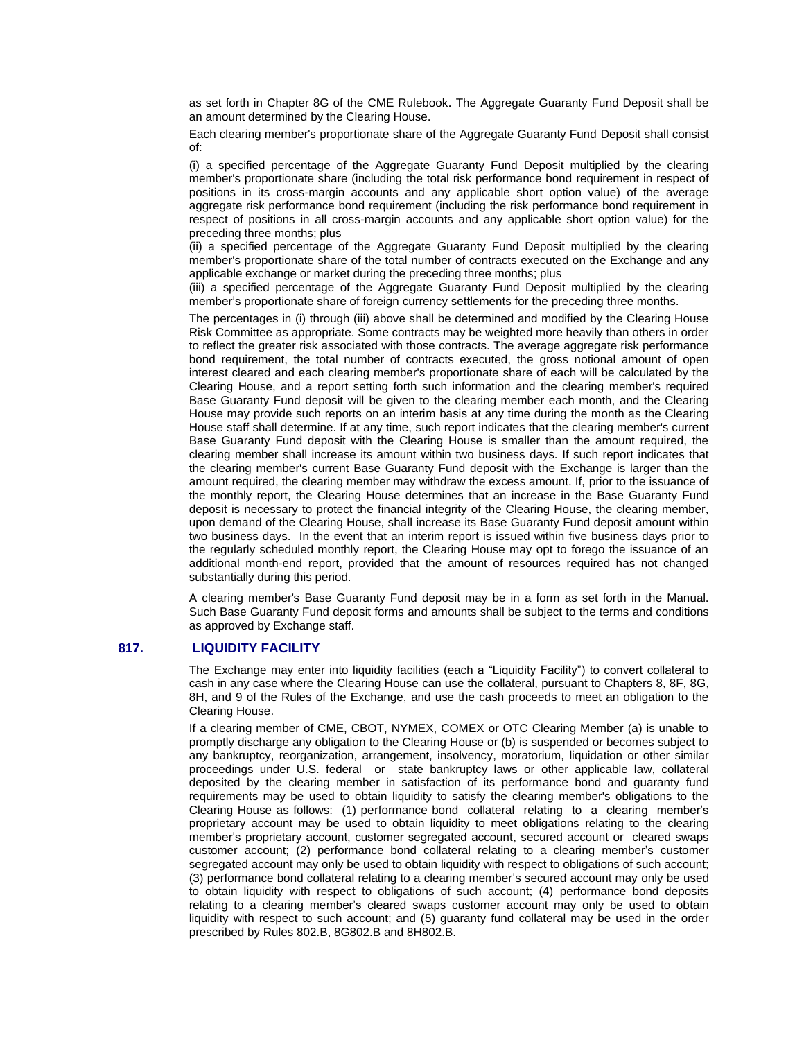as set forth in Chapter 8G of the CME Rulebook. The Aggregate Guaranty Fund Deposit shall be an amount determined by the Clearing House.

Each clearing member's proportionate share of the Aggregate Guaranty Fund Deposit shall consist of:

(i) a specified percentage of the Aggregate Guaranty Fund Deposit multiplied by the clearing member's proportionate share (including the total risk performance bond requirement in respect of positions in its cross-margin accounts and any applicable short option value) of the average aggregate risk performance bond requirement (including the risk performance bond requirement in respect of positions in all cross-margin accounts and any applicable short option value) for the preceding three months; plus

(ii) a specified percentage of the Aggregate Guaranty Fund Deposit multiplied by the clearing member's proportionate share of the total number of contracts executed on the Exchange and any applicable exchange or market during the preceding three months; plus

(iii) a specified percentage of the Aggregate Guaranty Fund Deposit multiplied by the clearing member's proportionate share of foreign currency settlements for the preceding three months.

The percentages in (i) through (iii) above shall be determined and modified by the Clearing House Risk Committee as appropriate. Some contracts may be weighted more heavily than others in order to reflect the greater risk associated with those contracts. The average aggregate risk performance bond requirement, the total number of contracts executed, the gross notional amount of open interest cleared and each clearing member's proportionate share of each will be calculated by the Clearing House, and a report setting forth such information and the clearing member's required Base Guaranty Fund deposit will be given to the clearing member each month, and the Clearing House may provide such reports on an interim basis at any time during the month as the Clearing House staff shall determine. If at any time, such report indicates that the clearing member's current Base Guaranty Fund deposit with the Clearing House is smaller than the amount required, the clearing member shall increase its amount within two business days. If such report indicates that the clearing member's current Base Guaranty Fund deposit with the Exchange is larger than the amount required, the clearing member may withdraw the excess amount. If, prior to the issuance of the monthly report, the Clearing House determines that an increase in the Base Guaranty Fund deposit is necessary to protect the financial integrity of the Clearing House, the clearing member, upon demand of the Clearing House, shall increase its Base Guaranty Fund deposit amount within two business days. In the event that an interim report is issued within five business days prior to the regularly scheduled monthly report, the Clearing House may opt to forego the issuance of an additional month-end report, provided that the amount of resources required has not changed substantially during this period.

A clearing member's Base Guaranty Fund deposit may be in a form as set forth in the Manual. Such Base Guaranty Fund deposit forms and amounts shall be subject to the terms and conditions as approved by Exchange staff.

## 817. LIQUIDITY FACILITY

The Exchange may enter into liquidity facilities (each a "Liquidity Facility") to convert collateral to cash in any case where the Clearing House can use the collateral, pursuant to Chapters 8, 8F, 8G, 8H, and 9 of the Rules of the Exchange, and use the cash proceeds to meet an obligation to the Clearing House.

If a clearing member of CME, CBOT, NYMEX, COMEX or OTC Clearing Member (a) is unable to promptly discharge any obligation to the Clearing House or (b) is suspended or becomes subject to any bankruptcy, reorganization, arrangement, insolvency, moratorium, liquidation or other similar proceedings under U.S. federal or state bankruptcy laws or other applicable law, collateral deposited by the clearing member in satisfaction of its performance bond and guaranty fund requirements may be used to obtain liquidity to satisfy the clearing member's obligations to the Clearing House as follows: (1) performance bond collateral relating to a clearing member's proprietary account may be used to obtain liquidity to meet obligations relating to the clearing member's proprietary account, customer segregated account, secured account or cleared swaps customer account; (2) performance bond collateral relating to a clearing member's customer segregated account may only be used to obtain liquidity with respect to obligations of such account; (3) performance bond collateral relating to a clearing member's secured account may only be used to obtain liquidity with respect to obligations of such account; (4) performance bond deposits relating to a clearing member's cleared swaps customer account may only be used to obtain liquidity with respect to such account; and (5) guaranty fund collateral may be used in the order prescribed by Rules 802.B, 8G802.B and 8H802.B.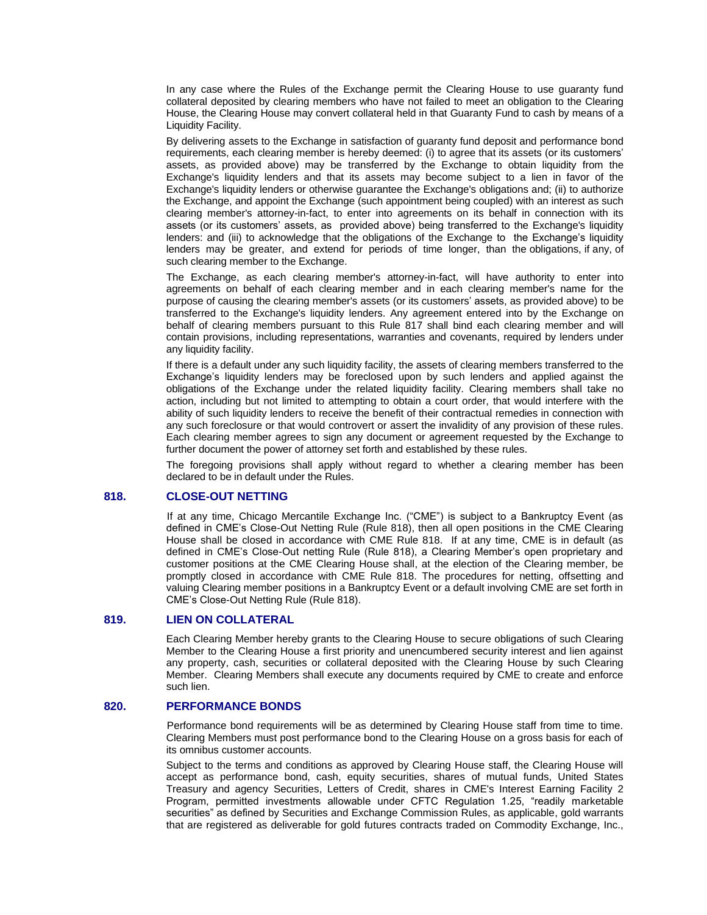In any case where the Rules of the Exchange permit the Clearing House to use guaranty fund collateral deposited by clearing members who have not failed to meet an obligation to the Clearing House, the Clearing House may convert collateral held in that Guaranty Fund to cash by means of a Liquidity Facility.

By delivering assets to the Exchange in satisfaction of guaranty fund deposit and performance bond requirements, each clearing member is hereby deemed: (i) to agree that its assets (or its customers' assets, as provided above) may be transferred by the Exchange to obtain liquidity from the Exchange's liquidity lenders and that its assets may become subject to a lien in favor of the Exchange's liquidity lenders or otherwise guarantee the Exchange's obligations and; (ii) to authorize the Exchange, and appoint the Exchange (such appointment being coupled) with an interest as such clearing member's attorney-in-fact, to enter into agreements on its behalf in connection with its assets (or its customers' assets, as provided above) being transferred to the Exchange's liquidity lenders: and (iii) to acknowledge that the obligations of the Exchange to the Exchange's liquidity lenders may be greater, and extend for periods of time longer, than the obligations, if any, of such clearing member to the Exchange.

The Exchange, as each clearing member's attorney-in-fact, will have authority to enter into agreements on behalf of each clearing member and in each clearing member's name for the purpose of causing the clearing member's assets (or its customers' assets, as provided above) to be transferred to the Exchange's liquidity lenders. Any agreement entered into by the Exchange on behalf of clearing members pursuant to this Rule 817 shall bind each clearing member and will contain provisions, including representations, warranties and covenants, required by lenders under any liquidity facility.

If there is a default under any such liquidity facility, the assets of clearing members transferred to the Exchange's liquidity lenders may be foreclosed upon by such lenders and applied against the obligations of the Exchange under the related liquidity facility. Clearing members shall take no action, including but not limited to attempting to obtain a court order, that would interfere with the ability of such liquidity lenders to receive the benefit of their contractual remedies in connection with any such foreclosure or that would controvert or assert the invalidity of any provision of these rules. Each clearing member agrees to sign any document or agreement requested by the Exchange to further document the power of attorney set forth and established by these rules.

The foregoing provisions shall apply without regard to whether a clearing member has been declared to be in default under the Rules.

## 818. CLOSE-OUT NETTING

If at any time, Chicago Mercantile Exchange Inc. ("CME") is subject to a Bankruptcy Event (as defined in CME's Close-Out Netting Rule (Rule 818), then all open positions in the CME Clearing House shall be closed in accordance with CME Rule 818. If at any time, CME is in default (as defined in CME's Close-Out netting Rule (Rule 818), a Clearing Member's open proprietary and customer positions at the CME Clearing House shall, at the election of the Clearing member, be promptly closed in accordance with CME Rule 818. The procedures for netting, offsetting and valuing Clearing member positions in a Bankruptcy Event or a default involving CME are set forth in CME's Close-Out Netting Rule (Rule 818).

## 819. LIEN ON COLLATERAL

Each Clearing Member hereby grants to the Clearing House to secure obligations of such Clearing Member to the Clearing House a first priority and unencumbered security interest and lien against any property, cash, securities or collateral deposited with the Clearing House by such Clearing Member. Clearing Members shall execute any documents required by CME to create and enforce such lien.

## 820. PERFORMANCE BONDS

Performance bond requirements will be as determined by Clearing House staff from time to time. Clearing Members must post performance bond to the Clearing House on a gross basis for each of its omnibus customer accounts.

Subject to the terms and conditions as approved by Clearing House staff, the Clearing House will accept as performance bond, cash, equity securities, shares of mutual funds, United States Treasury and agency Securities, Letters of Credit, shares in CME's Interest Earning Facility 2 Program, permitted investments allowable under CFTC Regulation 1.25, "readily marketable securities" as defined by Securities and Exchange Commission Rules, as applicable, gold warrants that are registered as deliverable for gold futures contracts traded on Commodity Exchange, Inc.,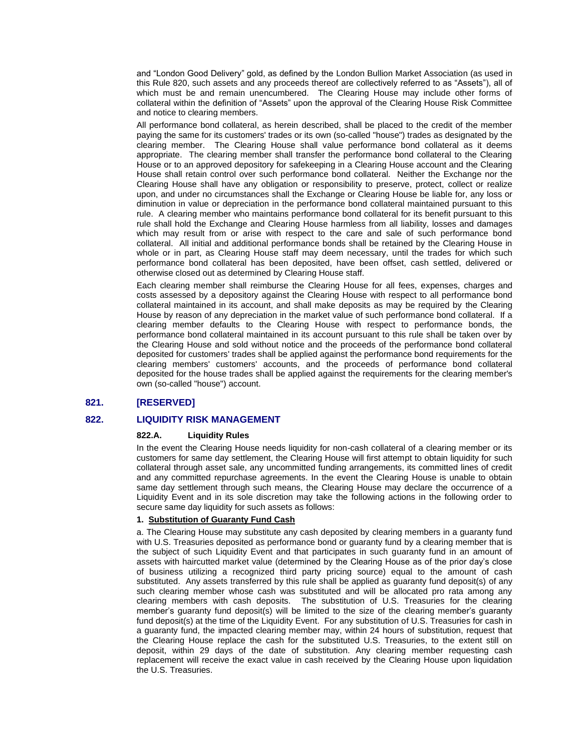and “London Good Delivery” gold, as defined by the London Bullion Market Association (as used in this Rule 820, such assets and any proceeds thereof are collectively referred to as “Assets”), all of which must be and remain unencumbered. The Clearing House may include other forms of collateral within the definition of “Assets” upon the approval of the Clearing House Risk Committee and notice to clearing members.

All performance bond collateral, as herein described, shall be placed to the credit of the member paying the same for its customers' trades or its own (so-called "house") trades as designated by the clearing member. The Clearing House shall value performance bond collateral as it deems appropriate. The clearing member shall transfer the performance bond collateral to the Clearing House or to an approved depository for safekeeping in a Clearing House account and the Clearing House shall retain control over such performance bond collateral. Neither the Exchange nor the Clearing House shall have any obligation or responsibility to preserve, protect, collect or realize upon, and under no circumstances shall the Exchange or Clearing House be liable for, any loss or diminution in value or depreciation in the performance bond collateral maintained pursuant to this rule. A clearing member who maintains performance bond collateral for its benefit pursuant to this rule shall hold the Exchange and Clearing House harmless from all liability, losses and damages which may result from or arise with respect to the care and sale of such performance bond collateral. All initial and additional performance bonds shall be retained by the Clearing House in whole or in part, as Clearing House staff may deem necessary, until the trades for which such performance bond collateral has been deposited, have been offset, cash settled, delivered or otherwise closed out as determined by Clearing House staff.

Each clearing member shall reimburse the Clearing House for all fees, expenses, charges and costs assessed by a depository against the Clearing House with respect to all performance bond collateral maintained in its account, and shall make deposits as may be required by the Clearing House by reason of any depreciation in the market value of such performance bond collateral. If a clearing member defaults to the Clearing House with respect to performance bonds, the performance bond collateral maintained in its account pursuant to this rule shall be taken over by the Clearing House and sold without notice and the proceeds of the performance bond collateral deposited for customers' trades shall be applied against the performance bond requirements for the clearing members' customers' accounts, and the proceeds of performance bond collateral deposited for the house trades shall be applied against the requirements for the clearing member's own (so-called "house") account.

## 821. [RESERVED]

## 822. LIQUIDITY RISK MANAGEMENT

### 822.A. Liquidity Rules

In the event the Clearing House needs liquidity for non-cash collateral of a clearing member or its customers for same day settlement, the Clearing House will first attempt to obtain liquidity for such collateral through asset sale, any uncommitted funding arrangements, its committed lines of credit and any committed repurchase agreements. In the event the Clearing House is unable to obtain same day settlement through such means, the Clearing House may declare the occurrence of a Liquidity Event and in its sole discretion may take the following actions in the following order to secure same day liquidity for such assets as follows:

**1. <u>Substitution of Guaranty Fund Cash</u>**

a. The Clearing House may substitute any cash deposited by clearing members in a guaranty fund with U.S. Treasuries deposited as performance bond or guaranty fund by a clearing member that is the subject of such Liquidity Event and that participates in such guaranty fund in an amount of assets with haircutted market value (determined by the Clearing House as of the prior day's close of business utilizing a recognized third party pricing source) equal to the amount of cash substituted. Any assets transferred by this rule shall be applied as guaranty fund deposit(s) of any such clearing member whose cash was substituted and will be allocated pro rata among any clearing members with cash deposits. The substitution of U.S. Treasuries for the clearing member's guaranty fund deposit(s) will be limited to the size of the clearing member's guaranty fund deposit(s) at the time of the Liquidity Event. For any substitution of U.S. Treasuries for cash in a guaranty fund, the impacted clearing member may, within 24 hours of substitution, request that the Clearing House replace the cash for the substituted U.S. Treasuries, to the extent still on deposit, within 29 days of the date of substitution. Any clearing member requesting cash replacement will receive the exact value in cash received by the Clearing House upon liquidation the U.S. Treasuries.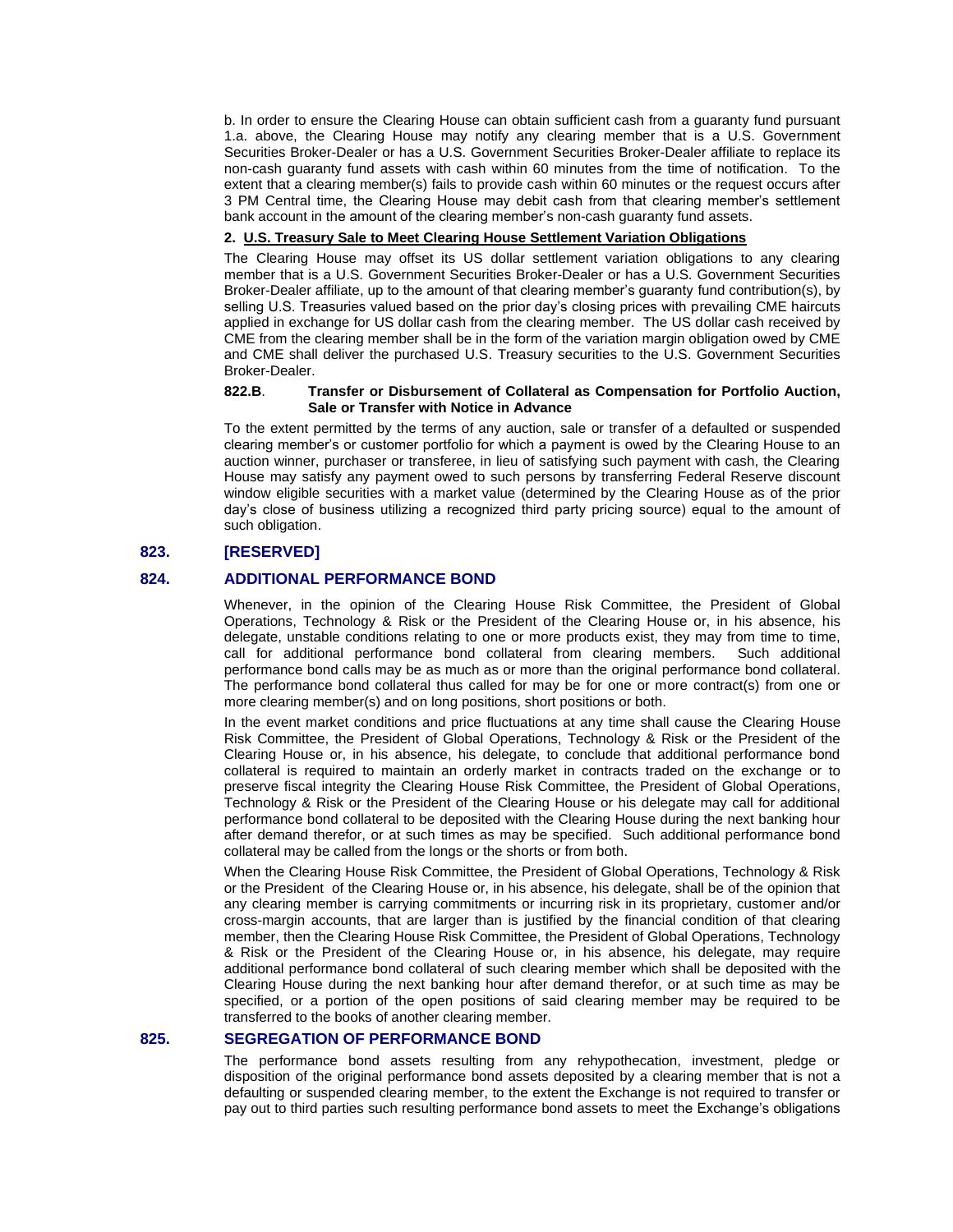b. In order to ensure the Clearing House can obtain sufficient cash from a guaranty fund pursuant 1.a. above, the Clearing House may notify any clearing member that is a U.S. Government Securities Broker-Dealer or has a U.S. Government Securities Broker-Dealer affiliate to replace its non-cash guaranty fund assets with cash within 60 minutes from the time of notification. To the extent that a clearing member(s) fails to provide cash within 60 minutes or the request occurs after 3 PM Central time, the Clearing House may debit cash from that clearing member's settlement bank account in the amount of the clearing member's non-cash guaranty fund assets.

**2. U.S. Treasury Sale to Meet Clearing House Settlement Variation Obligations**

The Clearing House may offset its US dollar settlement variation obligations to any clearing member that is a U.S. Government Securities Broker-Dealer or has a U.S. Government Securities Broker-Dealer affiliate, up to the amount of that clearing member's guaranty fund contribution(s), by selling U.S. Treasuries valued based on the prior day's closing prices with prevailing CME haircuts applied in exchange for US dollar cash from the clearing member. The US dollar cash received by CME from the clearing member shall be in the form of the variation margin obligation owed by CME and CME shall deliver the purchased U.S. Treasury securities to the U.S. Government Securities Broker-Dealer.

**822.B. Transfer or Disbursement of Collateral as Compensation for Portfolio Auction, Sale or Transfer with Notice in Advance**

To the extent permitted by the terms of any auction, sale or transfer of a defaulted or suspended clearing member's or customer portfolio for which a payment is owed by the Clearing House to an auction winner, purchaser or transferee, in lieu of satisfying such payment with cash, the Clearing House may satisfy any payment owed to such persons by transferring Federal Reserve discount window eligible securities with a market value (determined by the Clearing House as of the prior day's close of business utilizing a recognized third party pricing source) equal to the amount of such obligation.

## 823. [RESERVED]

## 824. ADDITIONAL PERFORMANCE BOND

Whenever, in the opinion of the Clearing House Risk Committee, the President of Global Operations, Technology & Risk or the President of the Clearing House or, in his absence, his delegate, unstable conditions relating to one or more products exist, they may from time to time, call for additional performance bond collateral from clearing members. Such additional performance bond calls may be as much as or more than the original performance bond collateral. The performance bond collateral thus called for may be for one or more contract(s) from one or more clearing member(s) and on long positions, short positions or both.

In the event market conditions and price fluctuations at any time shall cause the Clearing House Risk Committee, the President of Global Operations, Technology & Risk or the President of the Clearing House or, in his absence, his delegate, to conclude that additional performance bond collateral is required to maintain an orderly market in contracts traded on the exchange or to preserve fiscal integrity the Clearing House Risk Committee, the President of Global Operations, Technology & Risk or the President of the Clearing House or his delegate may call for additional performance bond collateral to be deposited with the Clearing House during the next banking hour after demand therefor, or at such times as may be specified. Such additional performance bond collateral may be called from the longs or the shorts or from both.

When the Clearing House Risk Committee, the President of Global Operations, Technology & Risk or the President of the Clearing House or, in his absence, his delegate, shall be of the opinion that any clearing member is carrying commitments or incurring risk in its proprietary, customer and/or cross-margin accounts, that are larger than is justified by the financial condition of that clearing member, then the Clearing House Risk Committee, the President of Global Operations, Technology & Risk or the President of the Clearing House or, in his absence, his delegate, may require additional performance bond collateral of such clearing member which shall be deposited with the Clearing House during the next banking hour after demand therefor, or at such time as may be specified, or a portion of the open positions of said clearing member may be required to be transferred to the books of another clearing member.

## 825. SEGREGATION OF PERFORMANCE BOND

The performance bond assets resulting from any rehypothecation, investment, pledge or disposition of the original performance bond assets deposited by a clearing member that is not a defaulting or suspended clearing member, to the extent the Exchange is not required to transfer or pay out to third parties such resulting performance bond assets to meet the Exchange's obligations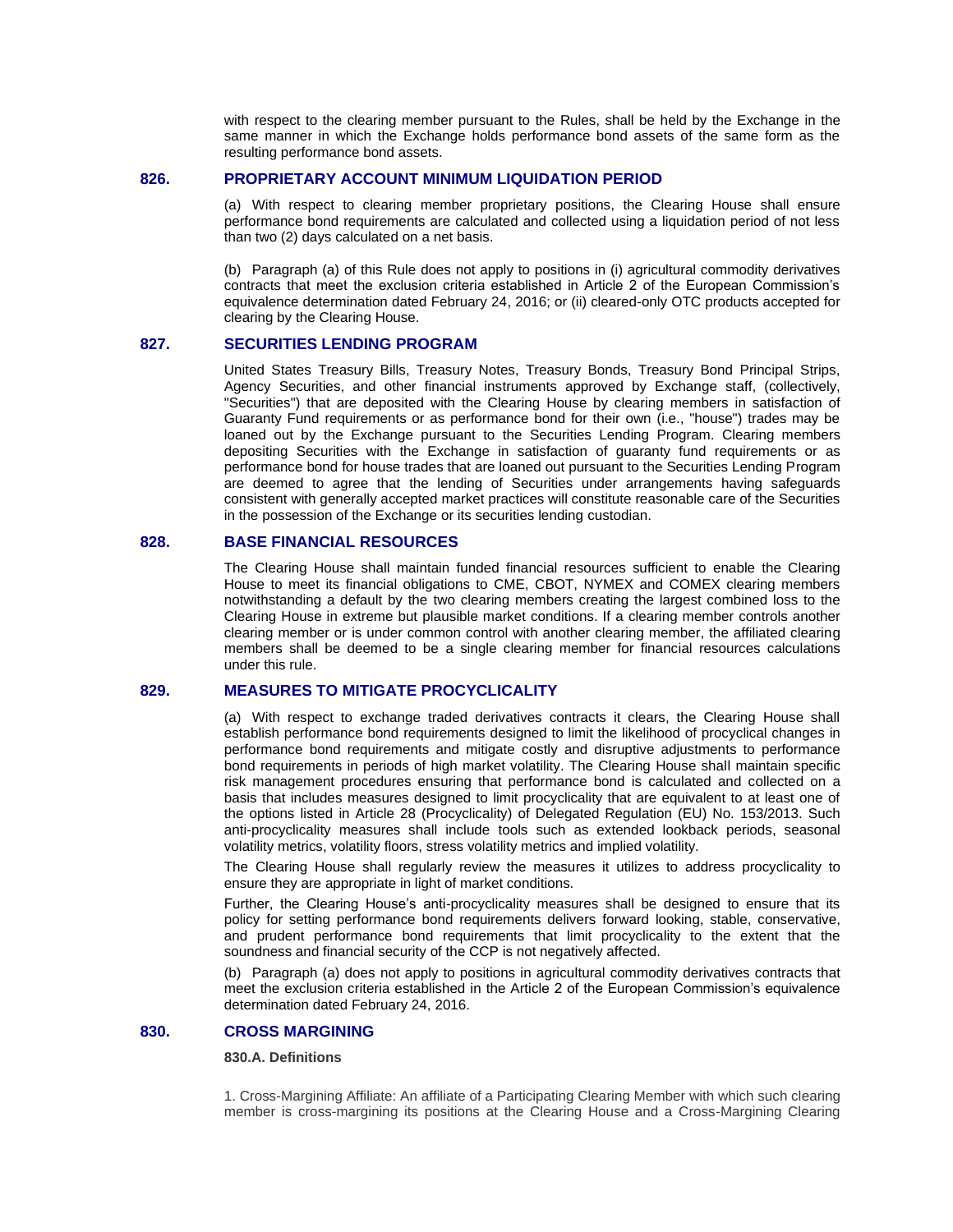with respect to the clearing member pursuant to the Rules, shall be held by the Exchange in the same manner in which the Exchange holds performance bond assets of the same form as the resulting performance bond assets.

## 826. PROPRIETARY ACCOUNT MINIMUM LIQUIDATION PERIOD

(a) With respect to clearing member proprietary positions, the Clearing House shall ensure performance bond requirements are calculated and collected using a liquidation period of not less than two (2) days calculated on a net basis.

(b) Paragraph (a) of this Rule does not apply to positions in (i) agricultural commodity derivatives contracts that meet the exclusion criteria established in Article 2 of the European Commission's equivalence determination dated February 24, 2016; or (ii) cleared-only OTC products accepted for clearing by the Clearing House.

## 827. SECURITIES LENDING PROGRAM

United States Treasury Bills, Treasury Notes, Treasury Bonds, Treasury Bond Principal Strips, Agency Securities, and other financial instruments approved by Exchange staff, (collectively, "Securities") that are deposited with the Clearing House by clearing members in satisfaction of Guaranty Fund requirements or as performance bond for their own (i.e., "house") trades may be loaned out by the Exchange pursuant to the Securities Lending Program. Clearing members depositing Securities with the Exchange in satisfaction of guaranty fund requirements or as performance bond for house trades that are loaned out pursuant to the Securities Lending Program are deemed to agree that the lending of Securities under arrangements having safeguards consistent with generally accepted market practices will constitute reasonable care of the Securities in the possession of the Exchange or its securities lending custodian.

## 828. BASE FINANCIAL RESOURCES

The Clearing House shall maintain funded financial resources sufficient to enable the Clearing House to meet its financial obligations to CME, CBOT, NYMEX and COMEX clearing members notwithstanding a default by the two clearing members creating the largest combined loss to the Clearing House in extreme but plausible market conditions. If a clearing member controls another clearing member or is under common control with another clearing member, the affiliated clearing members shall be deemed to be a single clearing member for financial resources calculations under this rule.

## 829. MEASURES TO MITIGATE PROCYCLICALITY

(a) With respect to exchange traded derivatives contracts it clears, the Clearing House shall establish performance bond requirements designed to limit the likelihood of procyclical changes in performance bond requirements and mitigate costly and disruptive adjustments to performance bond requirements in periods of high market volatility. The Clearing House shall maintain specific risk management procedures ensuring that performance bond is calculated and collected on a basis that includes measures designed to limit procyclicality that are equivalent to at least one of the options listed in Article 28 (Procyclicality) of Delegated Regulation (EU) No. 153/2013. Such anti-procyclicality measures shall include tools such as extended lookback periods, seasonal volatility metrics, volatility floors, stress volatility metrics and implied volatility.

The Clearing House shall regularly review the measures it utilizes to address procyclicality to ensure they are appropriate in light of market conditions.

Further, the Clearing House's anti-procyclicality measures shall be designed to ensure that its policy for setting performance bond requirements delivers forward looking, stable, conservative, and prudent performance bond requirements that limit procyclicality to the extent that the soundness and financial security of the CCP is not negatively affected.

(b) Paragraph (a) does not apply to positions in agricultural commodity derivatives contracts that meet the exclusion criteria established in the Article 2 of the European Commission's equivalence determination dated February 24, 2016.

## 830. CROSS MARGINING

### 830.A. Definitions

1. Cross-Margining Affiliate: An affiliate of a Participating Clearing Member with which such clearing member is cross-margining its positions at the Clearing House and a Cross-Margining Clearing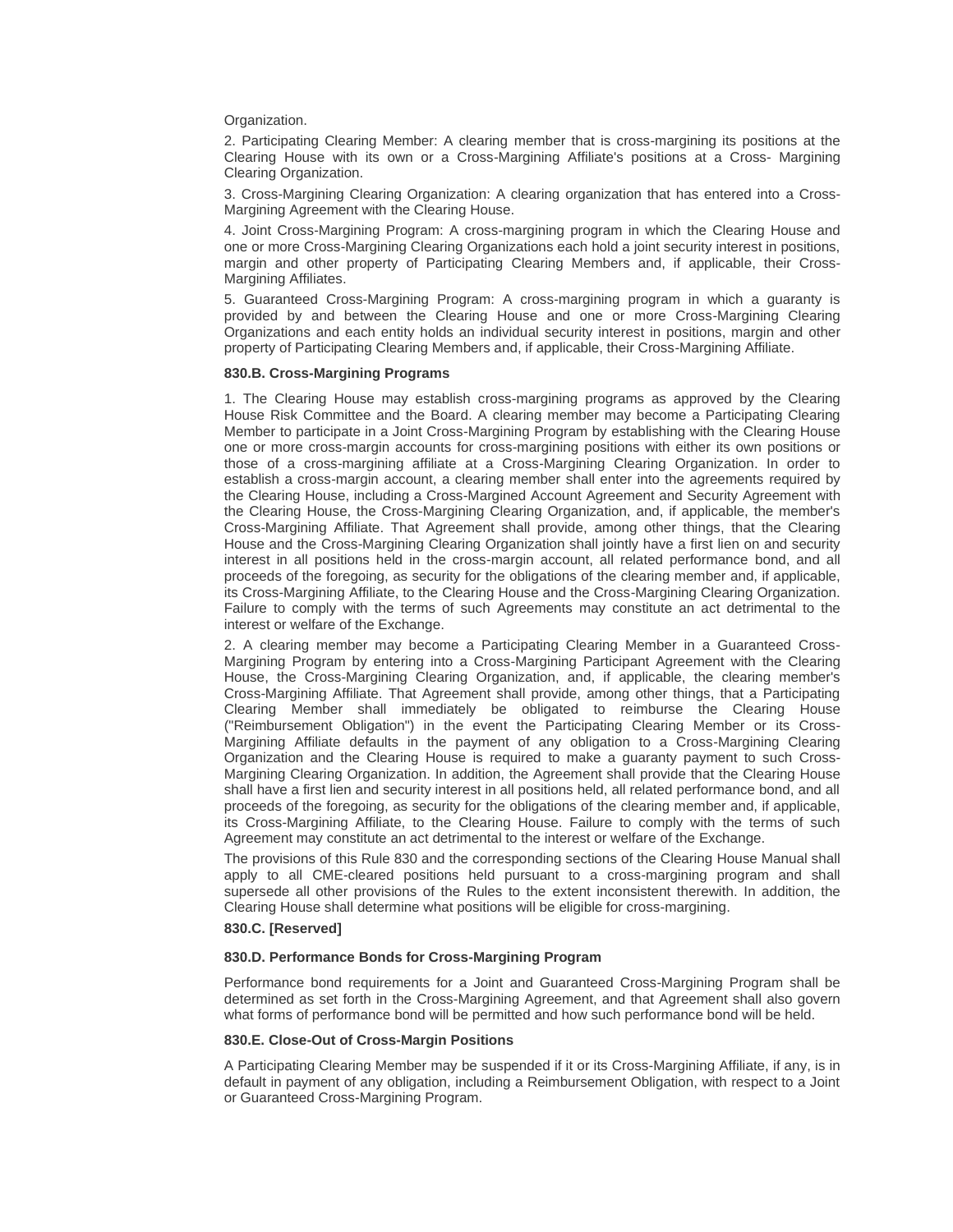Organization.

2. Participating Clearing Member: A clearing member that is cross-margining its positions at the Clearing House with its own or a Cross-Margining Affiliate's positions at a Cross- Margining Clearing Organization.

3. Cross-Margining Clearing Organization: A clearing organization that has entered into a Cross-Margining Agreement with the Clearing House.

4. Joint Cross-Margining Program: A cross-margining program in which the Clearing House and one or more Cross-Margining Clearing Organizations each hold a joint security interest in positions, margin and other property of Participating Clearing Members and, if applicable, their Cross-Margining Affiliates.

5. Guaranteed Cross-Margining Program: A cross-margining program in which a guaranty is provided by and between the Clearing House and one or more Cross-Margining Clearing Organizations and each entity holds an individual security interest in positions, margin and other property of Participating Clearing Members and, if applicable, their Cross-Margining Affiliate.

**830.B. Cross-Margining Programs**

1. The Clearing House may establish cross-margining programs as approved by the Clearing House Risk Committee and the Board. A clearing member may become a Participating Clearing Member to participate in a Joint Cross-Margining Program by establishing with the Clearing House one or more cross-margin accounts for cross-margining positions with either its own positions or those of a cross-margining affiliate at a Cross-Margining Clearing Organization. In order to establish a cross-margin account, a clearing member shall enter into the agreements required by the Clearing House, including a Cross-Margined Account Agreement and Security Agreement with the Clearing House, the Cross-Margining Clearing Organization, and, if applicable, the member's Cross-Margining Affiliate. That Agreement shall provide, among other things, that the Clearing House and the Cross-Margining Clearing Organization shall jointly have a first lien on and security interest in all positions held in the cross-margin account, all related performance bond, and all proceeds of the foregoing, as security for the obligations of the clearing member and, if applicable, its Cross-Margining Affiliate, to the Clearing House and the Cross-Margining Clearing Organization. Failure to comply with the terms of such Agreements may constitute an act detrimental to the interest or welfare of the Exchange.

2. A clearing member may become a Participating Clearing Member in a Guaranteed Cross-Margining Program by entering into a Cross-Margining Participant Agreement with the Clearing House, the Cross-Margining Clearing Organization, and, if applicable, the clearing member's Cross-Margining Affiliate. That Agreement shall provide, among other things, that a Participating Clearing Member shall immediately be obligated to reimburse the Clearing House ("Reimbursement Obligation") in the event the Participating Clearing Member or its Cross-Margining Affiliate defaults in the payment of any obligation to a Cross-Margining Clearing Organization and the Clearing House is required to make a guaranty payment to such Cross-Margining Clearing Organization. In addition, the Agreement shall provide that the Clearing House shall have a first lien and security interest in all positions held, all related performance bond, and all proceeds of the foregoing, as security for the obligations of the clearing member and, if applicable, its Cross-Margining Affiliate, to the Clearing House. Failure to comply with the terms of such Agreement may constitute an act detrimental to the interest or welfare of the Exchange.

The provisions of this Rule 830 and the corresponding sections of the Clearing House Manual shall apply to all CME-cleared positions held pursuant to a cross-margining program and shall supersede all other provisions of the Rules to the extent inconsistent therewith. In addition, the Clearing House shall determine what positions will be eligible for cross-margining.

**830.C. [Reserved]**

**830.D. Performance Bonds for Cross-Margining Program**

Performance bond requirements for a Joint and Guaranteed Cross-Margining Program shall be determined as set forth in the Cross-Margining Agreement, and that Agreement shall also govern what forms of performance bond will be permitted and how such performance bond will be held.

**830.E. Close-Out of Cross-Margin Positions**

A Participating Clearing Member may be suspended if it or its Cross-Margining Affiliate, if any, is in default in payment of any obligation, including a Reimbursement Obligation, with respect to a Joint or Guaranteed Cross-Margining Program.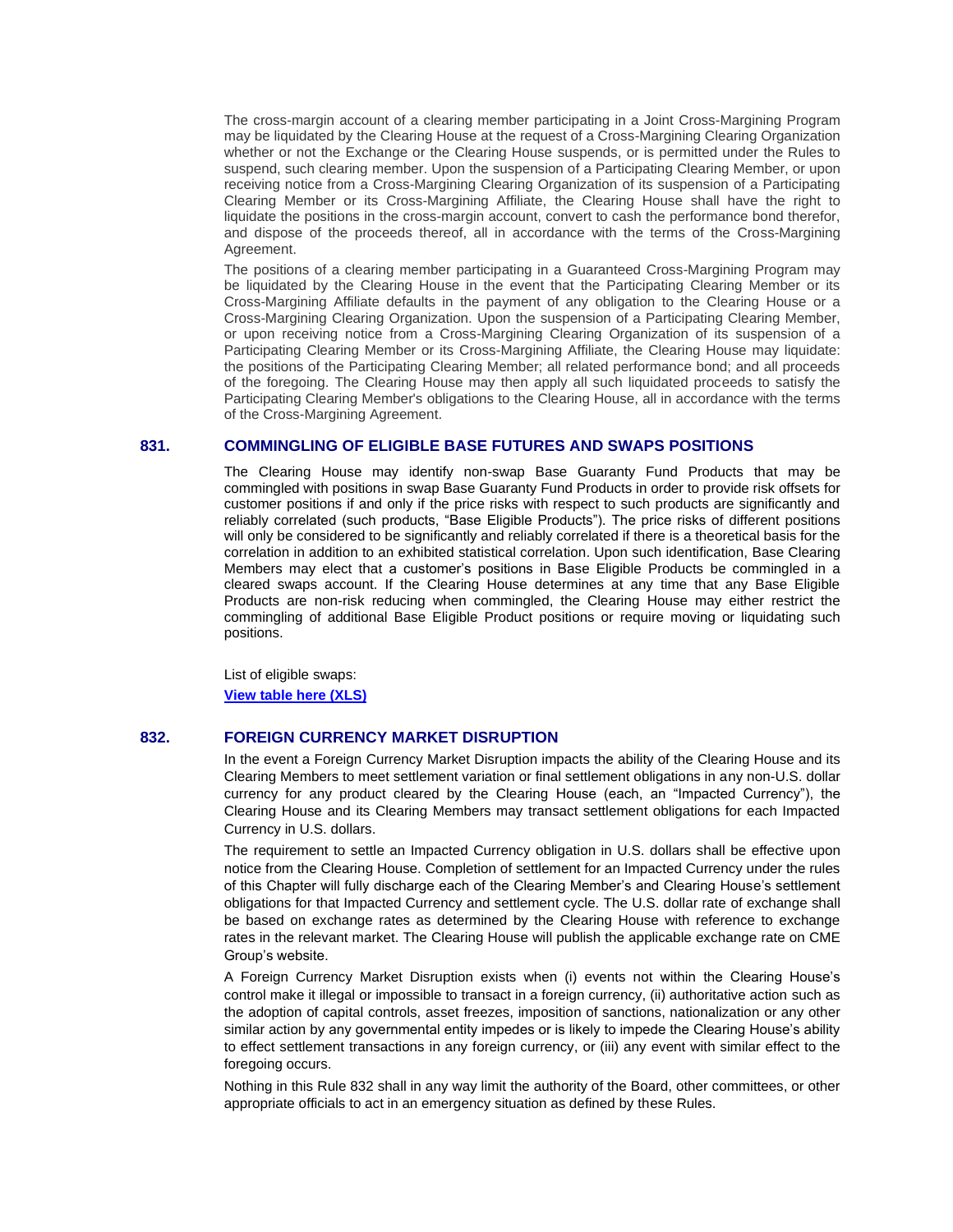The cross-margin account of a clearing member participating in a Joint Cross-Margining Program may be liquidated by the Clearing House at the request of a Cross-Margining Clearing Organization whether or not the Exchange or the Clearing House suspends, or is permitted under the Rules to suspend, such clearing member. Upon the suspension of a Participating Clearing Member, or upon receiving notice from a Cross-Margining Clearing Organization of its suspension of a Participating Clearing Member or its Cross-Margining Affiliate, the Clearing House shall have the right to liquidate the positions in the cross-margin account, convert to cash the performance bond therefor, and dispose of the proceeds thereof, all in accordance with the terms of the Cross-Margining Agreement.

The positions of a clearing member participating in a Guaranteed Cross-Margining Program may be liquidated by the Clearing House in the event that the Participating Clearing Member or its Cross-Margining Affiliate defaults in the payment of any obligation to the Clearing House or a Cross-Margining Clearing Organization. Upon the suspension of a Participating Clearing Member, or upon receiving notice from a Cross-Margining Clearing Organization of its suspension of a Participating Clearing Member or its Cross-Margining Affiliate, the Clearing House may liquidate: the positions of the Participating Clearing Member; all related performance bond; and all proceeds of the foregoing. The Clearing House may then apply all such liquidated proceeds to satisfy the Participating Clearing Member's obligations to the Clearing House, all in accordance with the terms of the Cross-Margining Agreement.

## 831. COMMINGLING OF ELIGIBLE BASE FUTURES AND SWAPS POSITIONS

The Clearing House may identify non-swap Base Guaranty Fund Products that may be commingled with positions in swap Base Guaranty Fund Products in order to provide risk offsets for customer positions if and only if the price risks with respect to such products are significantly and reliably correlated (such products, "Base Eligible Products"). The price risks of different positions will only be considered to be significantly and reliably correlated if there is a theoretical basis for the correlation in addition to an exhibited statistical correlation. Upon such identification, Base Clearing Members may elect that a customer's positions in Base Eligible Products be commingled in a cleared swaps account. If the Clearing House determines at any time that any Base Eligible Products are non-risk reducing when commingled, the Clearing House may either restrict the commingling of additional Base Eligible Product positions or require moving or liquidating such positions.

List of eligible swaps:

**View table here (XLS)**

## 832. FOREIGN CURRENCY MARKET DISRUPTION

In the event a Foreign Currency Market Disruption impacts the ability of the Clearing House and its Clearing Members to meet settlement variation or final settlement obligations in any non-U.S. dollar currency for any product cleared by the Clearing House (each, an "Impacted Currency"), the Clearing House and its Clearing Members may transact settlement obligations for each Impacted Currency in U.S. dollars.

The requirement to settle an Impacted Currency obligation in U.S. dollars shall be effective upon notice from the Clearing House. Completion of settlement for an Impacted Currency under the rules of this Chapter will fully discharge each of the Clearing Member's and Clearing House's settlement obligations for that Impacted Currency and settlement cycle. The U.S. dollar rate of exchange shall be based on exchange rates as determined by the Clearing House with reference to exchange rates in the relevant market. The Clearing House will publish the applicable exchange rate on CME Group's website.

A Foreign Currency Market Disruption exists when (i) events not within the Clearing House's control make it illegal or impossible to transact in a foreign currency, (ii) authoritative action such as the adoption of capital controls, asset freezes, imposition of sanctions, nationalization or any other similar action by any governmental entity impedes or is likely to impede the Clearing House's ability to effect settlement transactions in any foreign currency, or (iii) any event with similar effect to the foregoing occurs.

Nothing in this Rule 832 shall in any way limit the authority of the Board, other committees, or other appropriate officials to act in an emergency situation as defined by these Rules.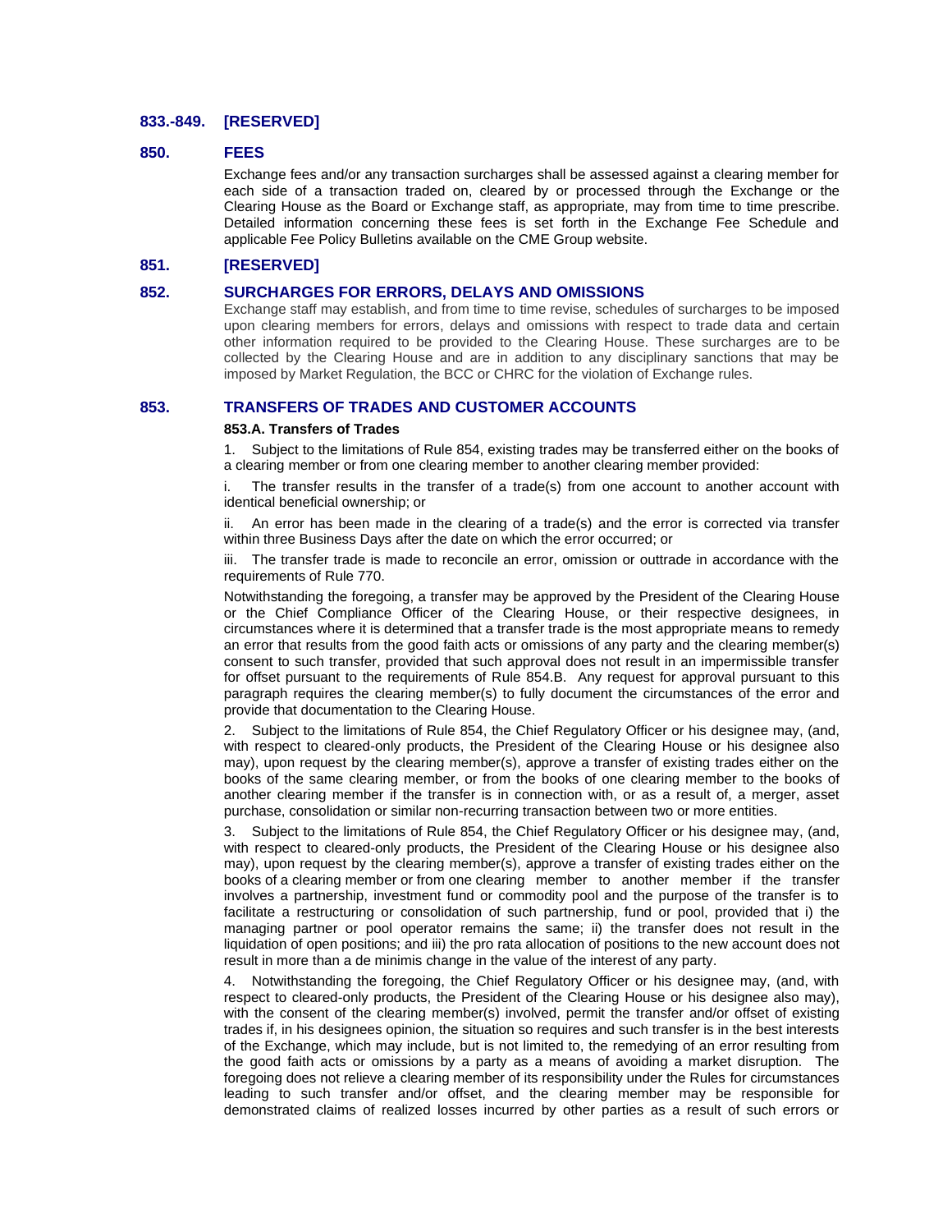### 833.-849. [RESERVED]

### 850. FEES

Exchange fees and/or any transaction surcharges shall be assessed against a clearing member for each side of a transaction traded on, cleared by or processed through the Exchange or the Clearing House as the Board or Exchange staff, as appropriate, may from time to time prescribe. Detailed information concerning these fees is set forth in the Exchange Fee Schedule and applicable Fee Policy Bulletins available on the CME Group website.

### 851. [RESERVED]

### 852. SURCHARGES FOR ERRORS, DELAYS AND OMISSIONS

Exchange staff may establish, and from time to time revise, schedules of surcharges to be imposed upon clearing members for errors, delays and omissions with respect to trade data and certain other information required to be provided to the Clearing House. These surcharges are to be collected by the Clearing House and are in addition to any disciplinary sanctions that may be imposed by Market Regulation, the BCC or CHRC for the violation of Exchange rules.

### 853. TRANSFERS OF TRADES AND CUSTOMER ACCOUNTS

**853.A. Transfers of Trades**

1. Subject to the limitations of Rule 854, existing trades may be transferred either on the books of a clearing member or from one clearing member to another clearing member provided:

i. The transfer results in the transfer of a trade(s) from one account to another account with identical beneficial ownership; or

ii. An error has been made in the clearing of a trade(s) and the error is corrected via transfer within three Business Days after the date on which the error occurred; or

iii. The transfer trade is made to reconcile an error, omission or outtrade in accordance with the requirements of Rule 770.

Notwithstanding the foregoing, a transfer may be approved by the President of the Clearing House or the Chief Compliance Officer of the Clearing House, or their respective designees, in circumstances where it is determined that a transfer trade is the most appropriate means to remedy an error that results from the good faith acts or omissions of any party and the clearing member(s) consent to such transfer, provided that such approval does not result in an impermissible transfer for offset pursuant to the requirements of Rule 854.B. Any request for approval pursuant to this paragraph requires the clearing member(s) to fully document the circumstances of the error and provide that documentation to the Clearing House.

2. Subject to the limitations of Rule 854, the Chief Regulatory Officer or his designee may, (and, with respect to cleared-only products, the President of the Clearing House or his designee also may), upon request by the clearing member(s), approve a transfer of existing trades either on the books of the same clearing member, or from the books of one clearing member to the books of another clearing member if the transfer is in connection with, or as a result of, a merger, asset purchase, consolidation or similar non-recurring transaction between two or more entities.

3. Subject to the limitations of Rule 854, the Chief Regulatory Officer or his designee may, (and, with respect to cleared-only products, the President of the Clearing House or his designee also may), upon request by the clearing member(s), approve a transfer of existing trades either on the books of a clearing member or from one clearing member to another member if the transfer involves a partnership, investment fund or commodity pool and the purpose of the transfer is to facilitate a restructuring or consolidation of such partnership, fund or pool, provided that i) the managing partner or pool operator remains the same; ii) the transfer does not result in the liquidation of open positions; and iii) the pro rata allocation of positions to the new account does not result in more than a de minimis change in the value of the interest of any party.

4. Notwithstanding the foregoing, the Chief Regulatory Officer or his designee may, (and, with respect to cleared-only products, the President of the Clearing House or his designee also may), with the consent of the clearing member(s) involved, permit the transfer and/or offset of existing trades if, in his designees opinion, the situation so requires and such transfer is in the best interests of the Exchange, which may include, but is not limited to, the remedying of an error resulting from the good faith acts or omissions by a party as a means of avoiding a market disruption. The foregoing does not relieve a clearing member of its responsibility under the Rules for circumstances leading to such transfer and/or offset, and the clearing member may be responsible for demonstrated claims of realized losses incurred by other parties as a result of such errors or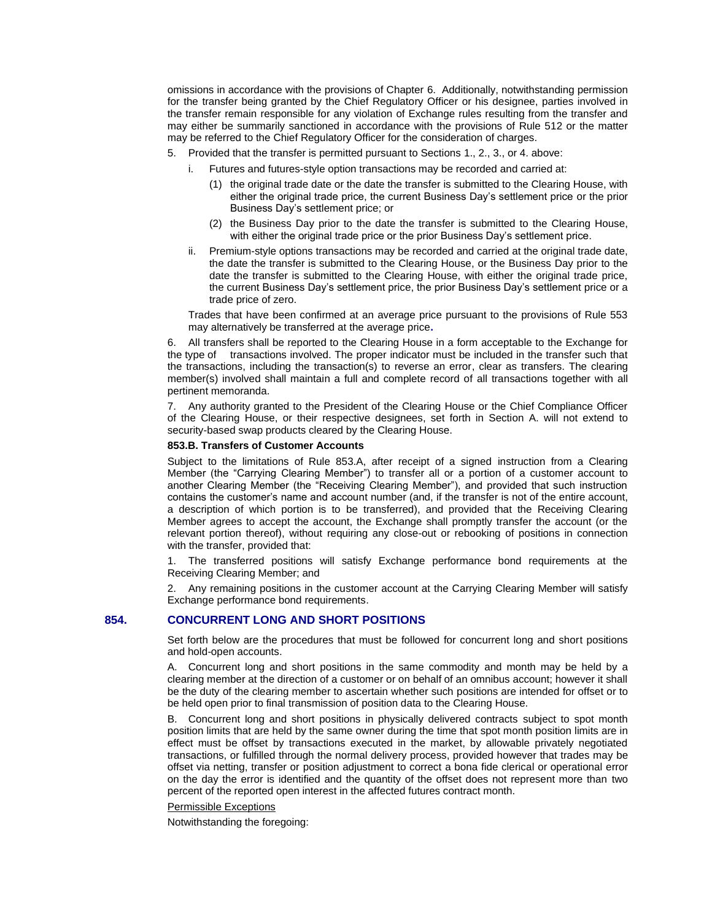omissions in accordance with the provisions of Chapter 6. Additionally, notwithstanding permission for the transfer being granted by the Chief Regulatory Officer or his designee, parties involved in the transfer remain responsible for any violation of Exchange rules resulting from the transfer and may either be summarily sanctioned in accordance with the provisions of Rule 512 or the matter may be referred to the Chief Regulatory Officer for the consideration of charges.

5. Provided that the transfer is permitted pursuant to Sections 1., 2., 3., or 4. above:

   i. Futures and futures-style option transactions may be recorded and carried at:

      (1) the original trade date or the date the transfer is submitted to the Clearing House, with either the original trade price, the current Business Day's settlement price or the prior Business Day's settlement price; or

      (2) the Business Day prior to the date the transfer is submitted to the Clearing House, with either the original trade price or the prior Business Day's settlement price.

   ii. Premium-style options transactions may be recorded and carried at the original trade date, the date the transfer is submitted to the Clearing House, or the Business Day prior to the date the transfer is submitted to the Clearing House, with either the original trade price, the current Business Day's settlement price, the prior Business Day's settlement price or a trade price of zero.

   Trades that have been confirmed at an average price pursuant to the provisions of Rule 553 may alternatively be transferred at the average price.

6. All transfers shall be reported to the Clearing House in a form acceptable to the Exchange for the type of transactions involved. The proper indicator must be included in the transfer such that the transactions, including the transaction(s) to reverse an error, clear as transfers. The clearing member(s) involved shall maintain a full and complete record of all transactions together with all pertinent memoranda.

7. Any authority granted to the President of the Clearing House or the Chief Compliance Officer of the Clearing House, or their respective designees, set forth in Section A. will not extend to security-based swap products cleared by the Clearing House.

**853.B. Transfers of Customer Accounts**

Subject to the limitations of Rule 853.A, after receipt of a signed instruction from a Clearing Member (the "Carrying Clearing Member") to transfer all or a portion of a customer account to another Clearing Member (the "Receiving Clearing Member"), and provided that such instruction contains the customer's name and account number (and, if the transfer is not of the entire account, a description of which portion is to be transferred), and provided that the Receiving Clearing Member agrees to accept the account, the Exchange shall promptly transfer the account (or the relevant portion thereof), without requiring any close-out or rebooking of positions in connection with the transfer, provided that:

1. The transferred positions will satisfy Exchange performance bond requirements at the Receiving Clearing Member; and

2. Any remaining positions in the customer account at the Carrying Clearing Member will satisfy Exchange performance bond requirements.

## 854. CONCURRENT LONG AND SHORT POSITIONS

Set forth below are the procedures that must be followed for concurrent long and short positions and hold-open accounts.

A. Concurrent long and short positions in the same commodity and month may be held by a clearing member at the direction of a customer or on behalf of an omnibus account; however it shall be the duty of the clearing member to ascertain whether such positions are intended for offset or to be held open prior to final transmission of position data to the Clearing House.

B. Concurrent long and short positions in physically delivered contracts subject to spot month position limits that are held by the same owner during the time that spot month position limits are in effect must be offset by transactions executed in the market, by allowable privately negotiated transactions, or fulfilled through the normal delivery process, provided however that trades may be offset via netting, transfer or position adjustment to correct a bona fide clerical or operational error on the day the error is identified and the quantity of the offset does not represent more than two percent of the reported open interest in the affected futures contract month.

Permissible Exceptions

Notwithstanding the foregoing: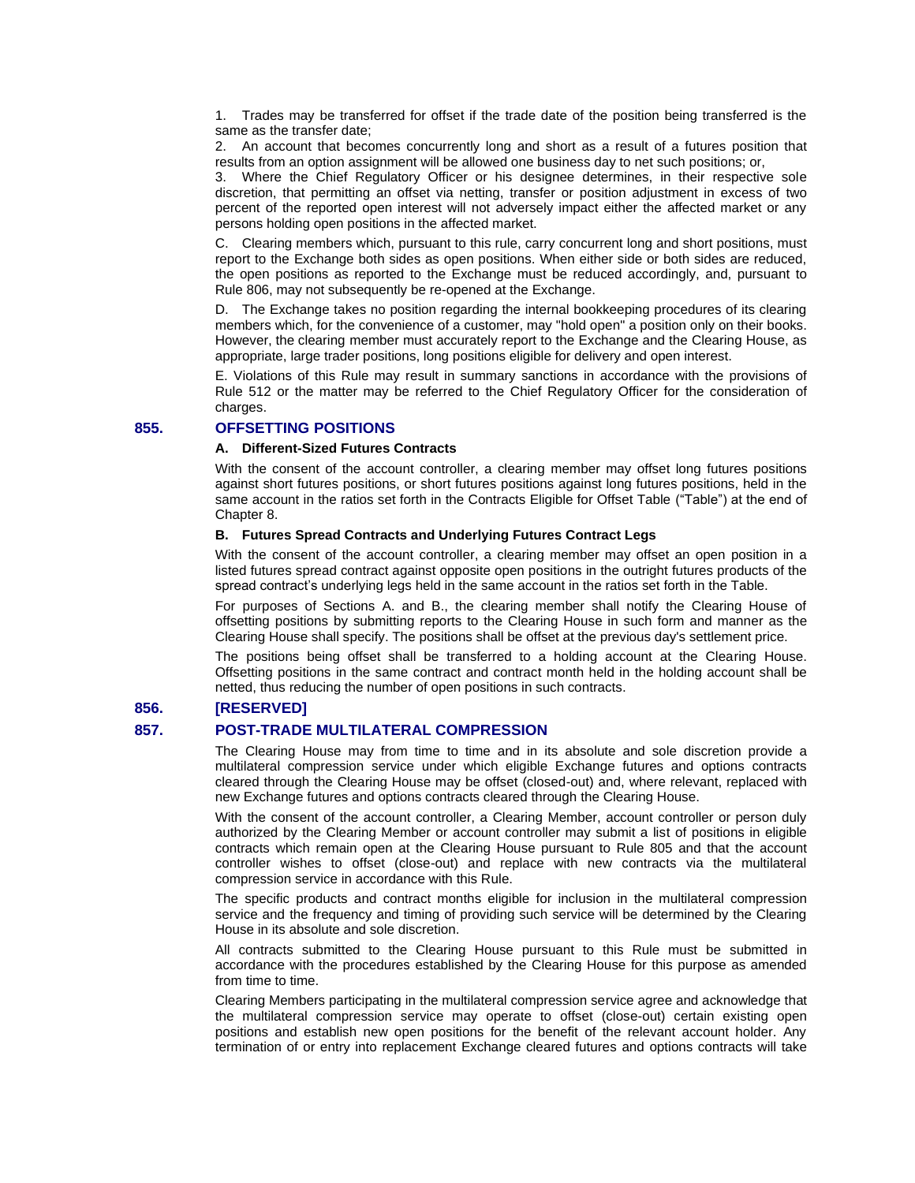1. Trades may be transferred for offset if the trade date of the position being transferred is the same as the transfer date;
2. An account that becomes concurrently long and short as a result of a futures position that results from an option assignment will be allowed one business day to net such positions; or,
3. Where the Chief Regulatory Officer or his designee determines, in their respective sole discretion, that permitting an offset via netting, transfer or position adjustment in excess of two percent of the reported open interest will not adversely impact either the affected market or any persons holding open positions in the affected market.

C. Clearing members which, pursuant to this rule, carry concurrent long and short positions, must report to the Exchange both sides as open positions. When either side or both sides are reduced, the open positions as reported to the Exchange must be reduced accordingly, and, pursuant to Rule 806, may not subsequently be re-opened at the Exchange.

D. The Exchange takes no position regarding the internal bookkeeping procedures of its clearing members which, for the convenience of a customer, may "hold open" a position only on their books. However, the clearing member must accurately report to the Exchange and the Clearing House, as appropriate, large trader positions, long positions eligible for delivery and open interest.

E. Violations of this Rule may result in summary sanctions in accordance with the provisions of Rule 512 or the matter may be referred to the Chief Regulatory Officer for the consideration of charges.

## 855. OFFSETTING POSITIONS

### A. Different-Sized Futures Contracts

With the consent of the account controller, a clearing member may offset long futures positions against short futures positions, or short futures positions against long futures positions, held in the same account in the ratios set forth in the Contracts Eligible for Offset Table ("Table") at the end of Chapter 8.

### B. Futures Spread Contracts and Underlying Futures Contract Legs

With the consent of the account controller, a clearing member may offset an open position in a listed futures spread contract against opposite open positions in the outright futures products of the spread contract's underlying legs held in the same account in the ratios set forth in the Table.

For purposes of Sections A. and B., the clearing member shall notify the Clearing House of offsetting positions by submitting reports to the Clearing House in such form and manner as the Clearing House shall specify. The positions shall be offset at the previous day's settlement price.

The positions being offset shall be transferred to a holding account at the Clearing House. Offsetting positions in the same contract and contract month held in the holding account shall be netted, thus reducing the number of open positions in such contracts.

## 856. [RESERVED]

## 857. POST-TRADE MULTILATERAL COMPRESSION

The Clearing House may from time to time and in its absolute and sole discretion provide a multilateral compression service under which eligible Exchange futures and options contracts cleared through the Clearing House may be offset (closed-out) and, where relevant, replaced with new Exchange futures and options contracts cleared through the Clearing House.

With the consent of the account controller, a Clearing Member, account controller or person duly authorized by the Clearing Member or account controller may submit a list of positions in eligible contracts which remain open at the Clearing House pursuant to Rule 805 and that the account controller wishes to offset (close-out) and replace with new contracts via the multilateral compression service in accordance with this Rule.

The specific products and contract months eligible for inclusion in the multilateral compression service and the frequency and timing of providing such service will be determined by the Clearing House in its absolute and sole discretion.

All contracts submitted to the Clearing House pursuant to this Rule must be submitted in accordance with the procedures established by the Clearing House for this purpose as amended from time to time.

Clearing Members participating in the multilateral compression service agree and acknowledge that the multilateral compression service may operate to offset (close-out) certain existing open positions and establish new open positions for the benefit of the relevant account holder. Any termination of or entry into replacement Exchange cleared futures and options contracts will take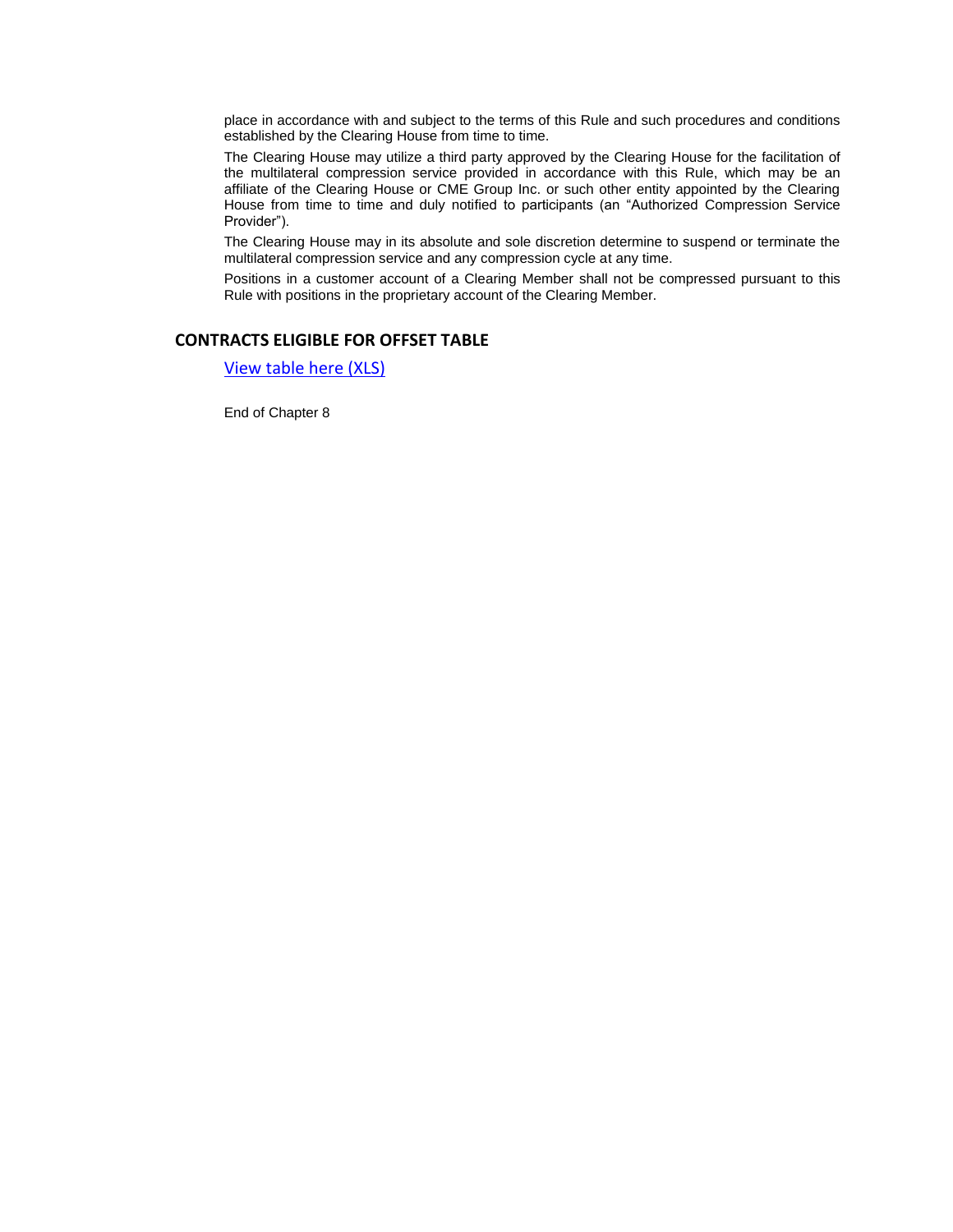place in accordance with and subject to the terms of this Rule and such procedures and conditions established by the Clearing House from time to time.

The Clearing House may utilize a third party approved by the Clearing House for the facilitation of the multilateral compression service provided in accordance with this Rule, which may be an affiliate of the Clearing House or CME Group Inc. or such other entity appointed by the Clearing House from time to time and duly notified to participants (an "Authorized Compression Service Provider").

The Clearing House may in its absolute and sole discretion determine to suspend or terminate the multilateral compression service and any compression cycle at any time.

Positions in a customer account of a Clearing Member shall not be compressed pursuant to this Rule with positions in the proprietary account of the Clearing Member.

## CONTRACTS ELIGIBLE FOR OFFSET TABLE

View table here (XLS)

End of Chapter 8